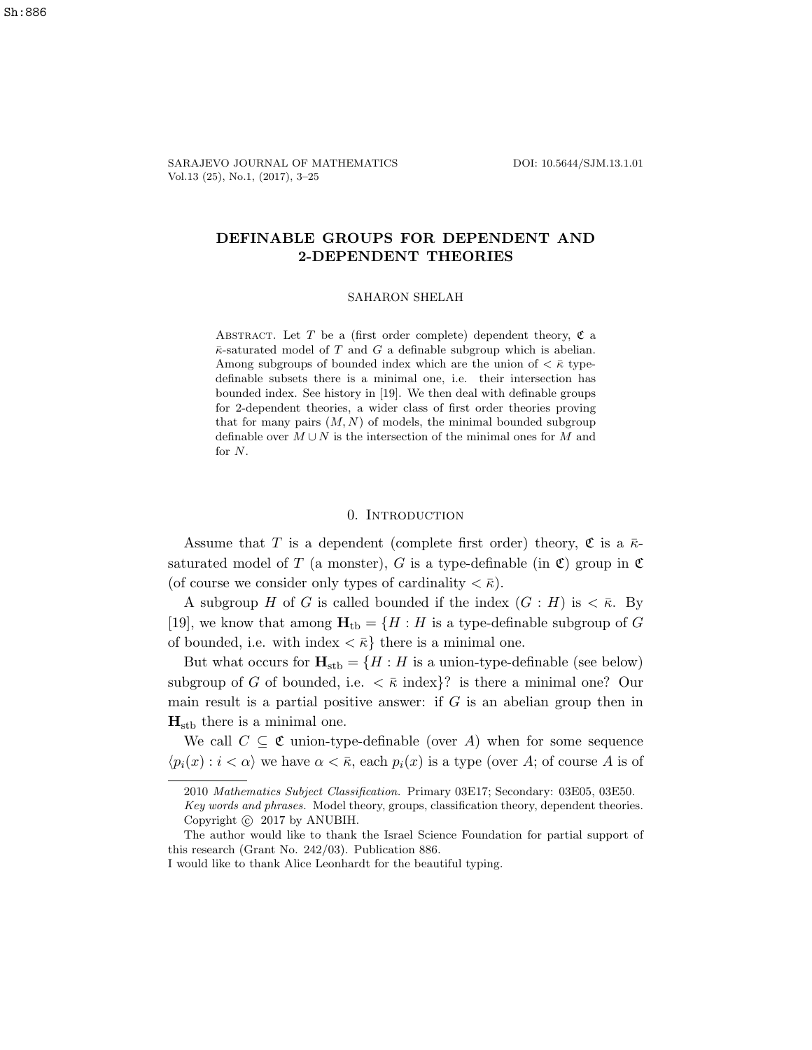# DEFINABLE GROUPS FOR DEPENDENT AND 2-DEPENDENT THEORIES

SAHARON SHELAH

Abstract. Let $T$ be a (first order complete) dependent theory, $\mathfrak{C}$ a $\bar{\kappa}$-saturated model of $T$ and $G$ a definable subgroup which is abelian. Among subgroups of bounded index which are the union of $< \bar{\kappa}$ type-definable subsets there is a minimal one, i.e. their intersection has bounded index. See history in [19]. We then deal with definable groups for 2-dependent theories, a wider class of first order theories proving that for many pairs $(M, N)$ of models, the minimal bounded subgroup definable over $M \cup N$ is the intersection of the minimal ones for $M$ and for $N$.

## 0. Introduction

Assume that $T$ is a dependent (complete first order) theory, $\mathfrak{C}$ is a $\bar{\kappa}$-saturated model of $T$ (a monster), $G$ is a type-definable (in $\mathfrak{C}$) group in $\mathfrak{C}$ (of course we consider only types of cardinality $< \bar{\kappa}$).

A subgroup $H$ of $G$ is called bounded if the index $(G : H)$ is $< \bar{\kappa}$. By [19], we know that among $\mathbf{H}_{\rm tb} = \{H : H$ is a type-definable subgroup of $G$ of bounded, i.e. with index $< \bar{\kappa}\}$ there is a minimal one.

But what occurs for $\mathbf{H}_{\rm stb} = \{H : H$ is a union-type-definable (see below) subgroup of $G$ of bounded, i.e. $< \bar{\kappa}$ index$\}$? is there a minimal one? Our main result is a partial positive answer: if $G$ is an abelian group then in $\mathbf{H}_{\rm stb}$ there is a minimal one.

We call $C \subseteq \mathfrak{C}$ union-type-definable (over $A$) when for some sequence $\langle p_i(x) : i < \alpha \rangle$ we have $\alpha < \bar{\kappa}$, each $p_i(x)$ is a type (over $A$; of course $A$ is of

2010 *Mathematics Subject Classification.* Primary 03E17; Secondary: 03E05, 03E50.
*Key words and phrases.* Model theory, groups, classification theory, dependent theories.
Copyright © 2017 by ANUBIH.
The author would like to thank the Israel Science Foundation for partial support of this research (Grant No. 242/03). Publication 886.
I would like to thank Alice Leonhardt for the beautiful typing.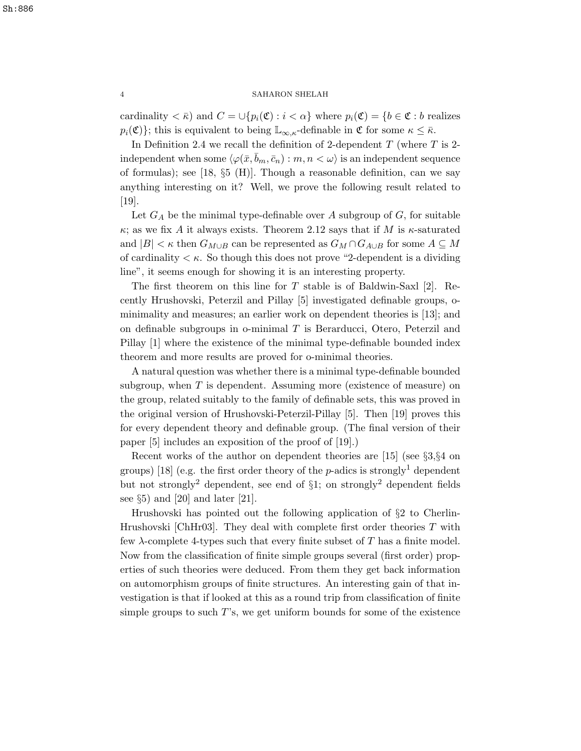cardinality $< \bar{\kappa}$) and $C = \cup\{p_i(\mathfrak{C}) : i < \alpha\}$ where $p_i(\mathfrak{C}) = \{b \in \mathfrak{C} : b$ realizes $p_i(\mathfrak{C})\}$; this is equivalent to being $\mathbb{L}_{\infty,\kappa}$-definable in $\mathfrak{C}$ for some $\kappa \leq \bar{\kappa}$.

In Definition 2.4 we recall the definition of 2-dependent $T$ (where $T$ is 2-independent when some $\langle \varphi(\bar{x}, \bar{b}_m, \bar{c}_n) : m, n < \omega \rangle$ is an independent sequence of formulas); see [18, §5 (H)]. Though a reasonable definition, can we say anything interesting on it? Well, we prove the following result related to [19].

Let $G_A$ be the minimal type-definable over $A$ subgroup of $G$, for suitable $\kappa$; as we fix $A$ it always exists. Theorem 2.12 says that if $M$ is $\kappa$-saturated and $|B| < \kappa$ then $G_{M \cup B}$ can be represented as $G_M \cap G_{A \cup B}$ for some $A \subseteq M$ of cardinality $< \kappa$. So though this does not prove "2-dependent is a dividing line", it seems enough for showing it is an interesting property.

The first theorem on this line for $T$ stable is of Baldwin-Saxl [2]. Recently Hrushovski, Peterzil and Pillay [5] investigated definable groups, o-minimality and measures; an earlier work on dependent theories is [13]; and on definable subgroups in o-minimal $T$ is Berarducci, Otero, Peterzil and Pillay [1] where the existence of the minimal type-definable bounded index theorem and more results are proved for o-minimal theories.

A natural question was whether there is a minimal type-definable bounded subgroup, when $T$ is dependent. Assuming more (existence of measure) on the group, related suitably to the family of definable sets, this was proved in the original version of Hrushovski-Peterzil-Pillay [5]. Then [19] proves this for every dependent theory and definable group. (The final version of their paper [5] includes an exposition of the proof of [19].)

Recent works of the author on dependent theories are [15] (see §3,§4 on groups) [18] (e.g. the first order theory of the $p$-adics is strongly[1] dependent but not strongly[2] dependent, see end of §1; on strongly[2] dependent fields see §5) and [20] and later [21].

Hrushovski has pointed out the following application of §2 to Cherlin-Hrushovski [ChHr03]. They deal with complete first order theories $T$ with few $\lambda$-complete 4-types such that every finite subset of $T$ has a finite model. Now from the classification of finite simple groups several (first order) properties of such theories were deduced. From them they get back information on automorphism groups of finite structures. An interesting gain of that investigation is that if looked at this as a round trip from classification of finite simple groups to such $T$'s, we get uniform bounds for some of the existence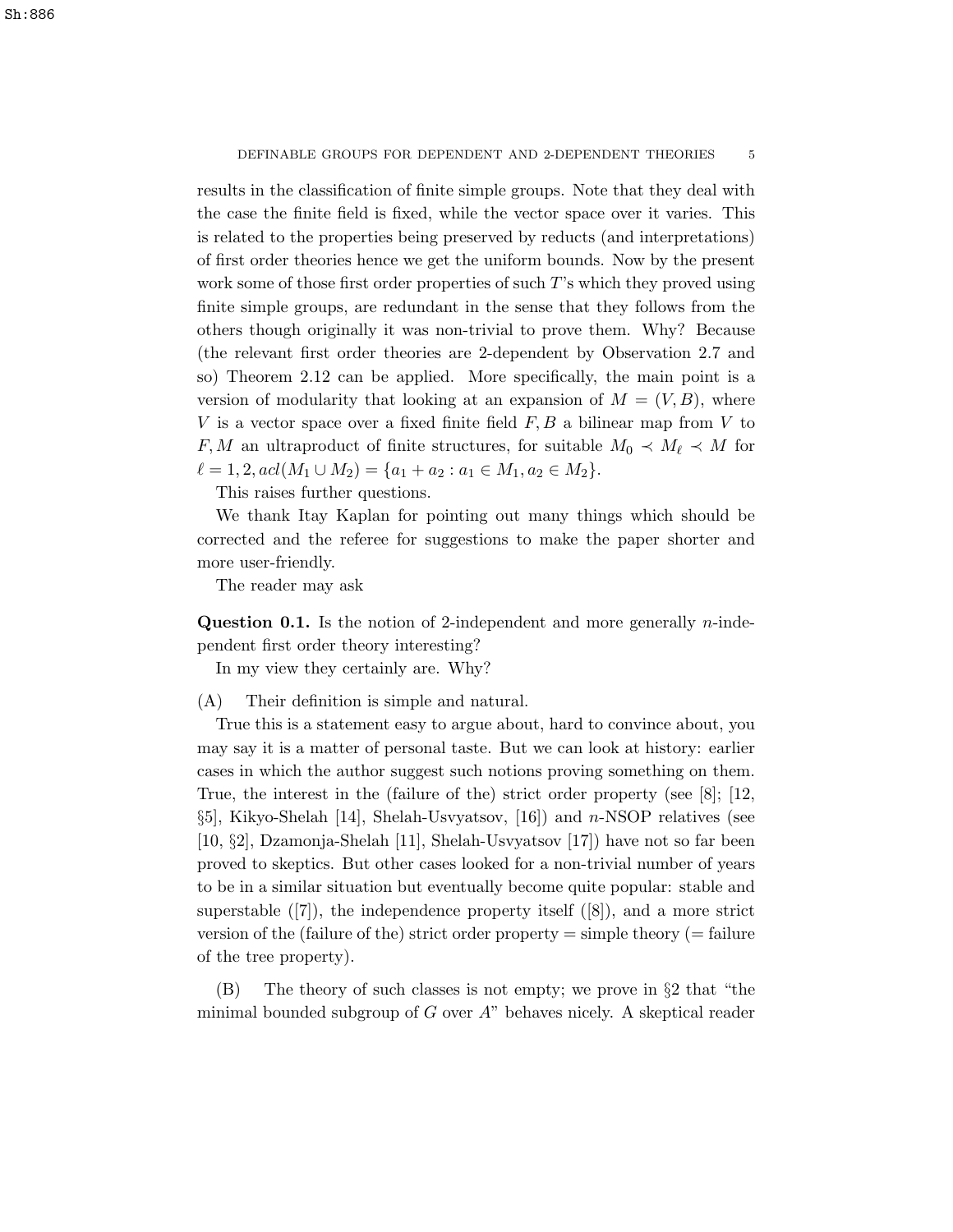results in the classification of finite simple groups. Note that they deal with the case the finite field is fixed, while the vector space over it varies. This is related to the properties being preserved by reducts (and interpretations) of first order theories hence we get the uniform bounds. Now by the present work some of those first order properties of such $T$'s which they proved using finite simple groups, are redundant in the sense that they follows from the others though originally it was non-trivial to prove them. Why? Because (the relevant first order theories are 2-dependent by Observation 2.7 and so) Theorem 2.12 can be applied. More specifically, the main point is a version of modularity that looking at an expansion of $M = (V, B)$, where $V$ is a vector space over a fixed finite field $F, B$ a bilinear map from $V$ to $F, M$ an ultraproduct of finite structures, for suitable $M_0 \prec M_\ell \prec M$ for $\ell = 1, 2, acl(M_1 \cup M_2) = \{a_1 + a_2 : a_1 \in M_1, a_2 \in M_2\}$.

This raises further questions.

We thank Itay Kaplan for pointing out many things which should be corrected and the referee for suggestions to make the paper shorter and more user-friendly.

The reader may ask

**Question 0.1.** Is the notion of 2-independent and more generally $n$-independent first order theory interesting?

In my view they certainly are. Why?

(A) Their definition is simple and natural.

True this is a statement easy to argue about, hard to convince about, you may say it is a matter of personal taste. But we can look at history: earlier cases in which the author suggest such notions proving something on them. True, the interest in the (failure of the) strict order property (see [8]; [12, §5], Kikyo-Shelah [14], Shelah-Usvyatsov, [16]) and $n$-NSOP relatives (see [10, §2], Dzamonja-Shelah [11], Shelah-Usvyatsov [17]) have not so far been proved to skeptics. But other cases looked for a non-trivial number of years to be in a similar situation but eventually become quite popular: stable and superstable ([7]), the independence property itself ([8]), and a more strict version of the (failure of the) strict order property = simple theory (= failure of the tree property).

(B) The theory of such classes is not empty; we prove in §2 that "the minimal bounded subgroup of $G$ over $A$" behaves nicely. A skeptical reader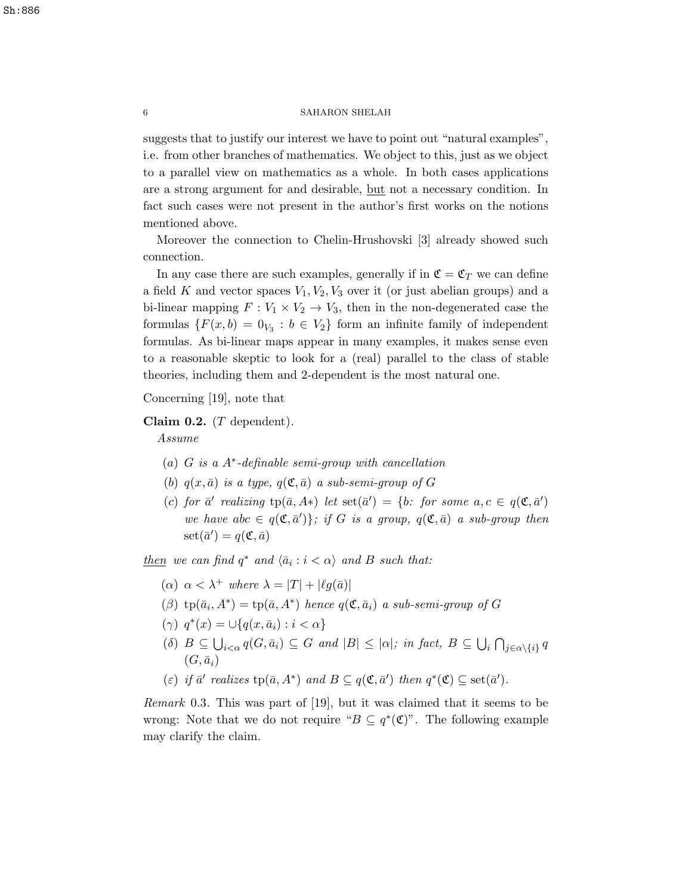suggests that to justify our interest we have to point out "natural examples", i.e. from other branches of mathematics. We object to this, just as we object to a parallel view on mathematics as a whole. In both cases applications are a strong argument for and desirable, but not a necessary condition. In fact such cases were not present in the author's first works on the notions mentioned above.

Moreover the connection to Chelin-Hrushovski [3] already showed such connection.

In any case there are such examples, generally if in $\mathfrak{C} = \mathfrak{C}_T$ we can define a field $K$ and vector spaces $V_1, V_2, V_3$ over it (or just abelian groups) and a bi-linear mapping $F : V_1 \times V_2 \to V_3$, then in the non-degenerated case the formulas $\{F(x, b) = 0_{V_3} : b \in V_2\}$ form an infinite family of independent formulas. As bi-linear maps appear in many examples, it makes sense even to a reasonable skeptic to look for a (real) parallel to the class of stable theories, including them and 2-dependent is the most natural one.

Concerning [19], note that

**Claim 0.2.** ($T$ dependent).

*Assume*

- (a) *$G$ is a $A^*$-definable semi-group with cancellation*
- (b) *$q(x, \bar{a})$ is a type, $q(\mathfrak{C}, \bar{a})$ a sub-semi-group of $G$*
- (c) *for $\bar{a}'$ realizing $\mathrm{tp}(\bar{a}, A*)$ let $\mathrm{set}(\bar{a}') = \{b$: for some $a, c \in q(\mathfrak{C}, \bar{a}')$ we have $abc \in q(\mathfrak{C}, \bar{a}')\}$; if $G$ is a group, $q(\mathfrak{C}, \bar{a})$ a sub-group then $\mathrm{set}(\bar{a}') = q(\mathfrak{C}, \bar{a})$*

*then we can find $q^*$ and $\langle \bar{a}_i : i < \alpha\rangle$ and $B$ such that:*

- ($\alpha$) *$\alpha < \lambda^+$ where $\lambda = |T| + |\ell g(\bar{a})|$*
- ($\beta$) *$\mathrm{tp}(\bar{a}_i, A^*) = \mathrm{tp}(\bar{a}, A^*)$ hence $q(\mathfrak{C}, \bar{a}_i)$ a sub-semi-group of $G$*
- ($\gamma$) *$q^*(x) = \cup\{q(x, \bar{a}_i) : i < \alpha\}$*
- ($\delta$) *$B \subseteq \bigcup_{i<\alpha} q(G, \bar{a}_i) \subseteq G$ and $|B| \le |\alpha|$; in fact, $B \subseteq \bigcup_i \bigcap_{j\in\alpha\setminus\{i\}} q(G, \bar{a}_i)$*
- ($\varepsilon$) *if $\bar{a}'$ realizes $\mathrm{tp}(\bar{a}, A^*)$ and $B \subseteq q(\mathfrak{C}, \bar{a}')$ then $q^*(\mathfrak{C}) \subseteq \mathrm{set}(\bar{a}')$.*

*Remark* 0.3. This was part of [19], but it was claimed that it seems to be wrong: Note that we do not require "$B \subseteq q^*(\mathfrak{C})$". The following example may clarify the claim.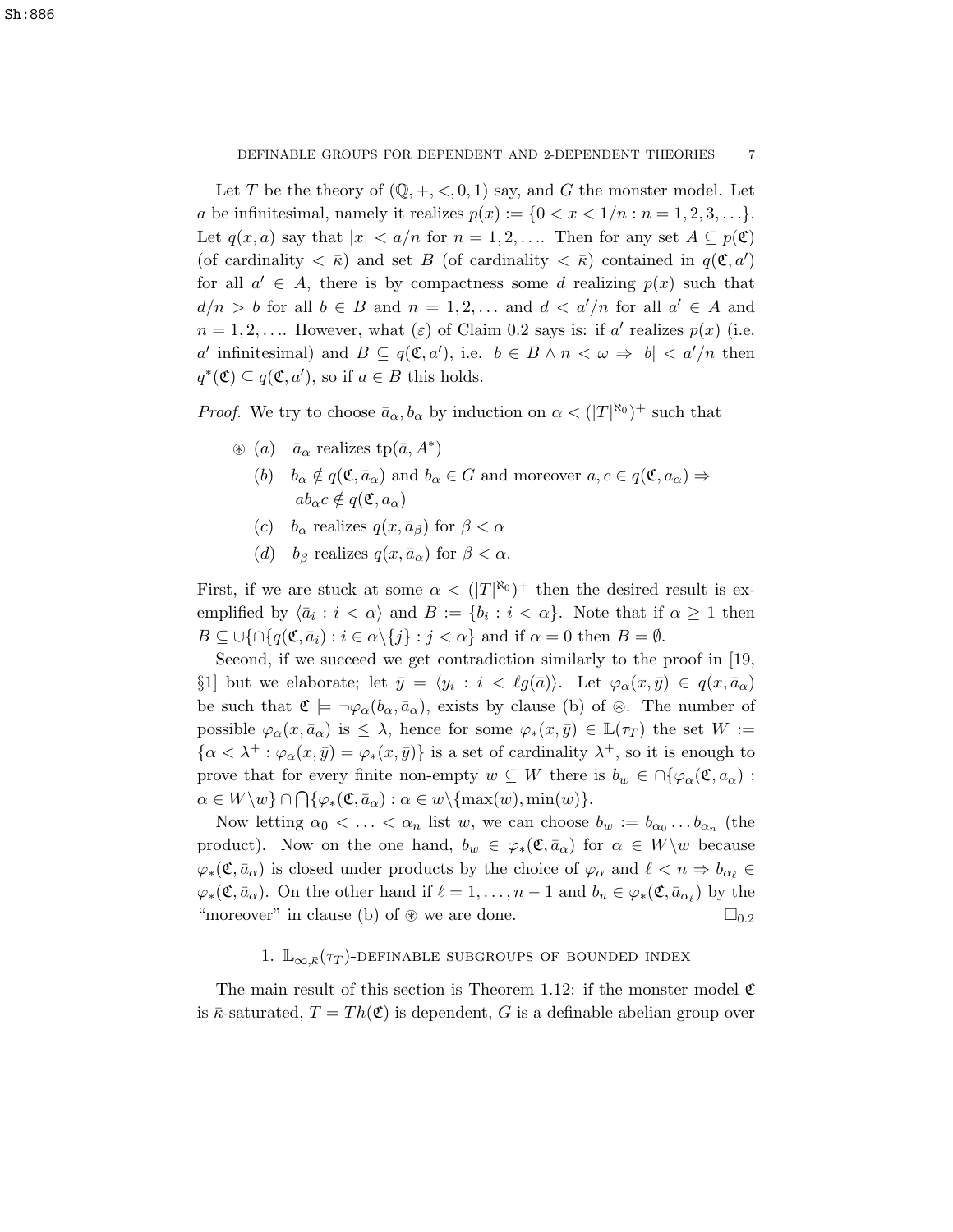Let $T$ be the theory of $(\mathbb{Q}, +, <, 0, 1)$ say, and $G$ the monster model. Let $a$ be infinitesimal, namely it realizes $p(x) := \{0 < x < 1/n : n = 1, 2, 3, \ldots\}$. Let $q(x, a)$ say that $|x| < a/n$ for $n = 1, 2, \ldots$. Then for any set $A \subseteq p(\mathfrak{C})$ (of cardinality $< \bar{\kappa}$) and set $B$ (of cardinality $< \bar{\kappa}$) contained in $q(\mathfrak{C}, a')$ for all $a' \in A$, there is by compactness some $d$ realizing $p(x)$ such that $d/n > b$ for all $b \in B$ and $n = 1, 2, \ldots$ and $d < a'/n$ for all $a' \in A$ and $n = 1, 2, \ldots$. However, what $(\varepsilon)$ of Claim 0.2 says is: if $a'$ realizes $p(x)$ (i.e. $a'$ infinitesimal) and $B \subseteq q(\mathfrak{C}, a')$, i.e. $b \in B \wedge n < \omega \Rightarrow |b| < a'/n$ then $q^*(\mathfrak{C}) \subseteq q(\mathfrak{C}, a')$, so if $a \in B$ this holds.

*Proof.* We try to choose $\bar{a}_\alpha, b_\alpha$ by induction on $\alpha < (|T|^{\aleph_0})^+$ such that

$\circledast$ (a) $\bar{a}_\alpha$ realizes $\text{tp}(\bar{a}, A^*)$

(b) $b_\alpha \notin q(\mathfrak{C}, \bar{a}_\alpha)$ and $b_\alpha \in G$ and moreover $a, c \in q(\mathfrak{C}, a_\alpha) \Rightarrow ab_\alpha c \notin q(\mathfrak{C}, a_\alpha)$

(c) $b_\alpha$ realizes $q(x, \bar{a}_\beta)$ for $\beta < \alpha$

(d) $b_\beta$ realizes $q(x, \bar{a}_\alpha)$ for $\beta < \alpha$.

First, if we are stuck at some $\alpha < (|T|^{\aleph_0})^+$ then the desired result is exemplified by $\langle \bar{a}_i : i < \alpha \rangle$ and $B := \{b_i : i < \alpha\}$. Note that if $\alpha \geq 1$ then $B \subseteq \cup\{\cap\{q(\mathfrak{C}, \bar{a}_i) : i \in \alpha \backslash \{j\} : j < \alpha\}$ and if $\alpha = 0$ then $B = \emptyset$.

Second, if we succeed we get contradiction similarly to the proof in [19, §1] but we elaborate; let $\bar{y} = \langle y_i : i < \ell g(\bar{a}) \rangle$. Let $\varphi_\alpha(x, \bar{y}) \in q(x, \bar{a}_\alpha)$ be such that $\mathfrak{C} \models \neg\varphi_\alpha(b_\alpha, \bar{a}_\alpha)$, exists by clause (b) of $\circledast$. The number of possible $\varphi_\alpha(x, \bar{a}_\alpha)$ is $\leq \lambda$, hence for some $\varphi_*(x, \bar{y}) \in \mathbb{L}(\tau_T)$ the set $W := \{\alpha < \lambda^+ : \varphi_\alpha(x, \bar{y}) = \varphi_*(x, \bar{y})\}$ is a set of cardinality $\lambda^+$, so it is enough to prove that for every finite non-empty $w \subseteq W$ there is $b_w \in \cap\{\varphi_\alpha(\mathfrak{C}, a_\alpha) : \alpha \in W \backslash w\} \cap \bigcap\{\varphi_*(\mathfrak{C}, \bar{a}_\alpha) : \alpha \in w \backslash \{\max(w), \min(w)\}$.

Now letting $\alpha_0 < \ldots < \alpha_n$ list $w$, we can choose $b_w := b_{\alpha_0} \ldots b_{\alpha_n}$ (the product). Now on the one hand, $b_w \in \varphi_*(\mathfrak{C}, \bar{a}_\alpha)$ for $\alpha \in W \backslash w$ because $\varphi_*(\mathfrak{C}, \bar{a}_\alpha)$ is closed under products by the choice of $\varphi_\alpha$ and $\ell < n \Rightarrow b_{\alpha_\ell} \in \varphi_*(\mathfrak{C}, \bar{a}_\alpha)$. On the other hand if $\ell = 1, \ldots, n-1$ and $b_u \in \varphi_*(\mathfrak{C}, \bar{a}_{\alpha_\ell})$ by the "moreover" in clause (b) of $\circledast$ we are done. $\square_{0.2}$

## 1. $\mathbb{L}_{\infty,\bar{\kappa}}(\tau_T)$-definable subgroups of bounded index

The main result of this section is Theorem 1.12: if the monster model $\mathfrak{C}$ is $\bar{\kappa}$-saturated, $T = Th(\mathfrak{C})$ is dependent, $G$ is a definable abelian group over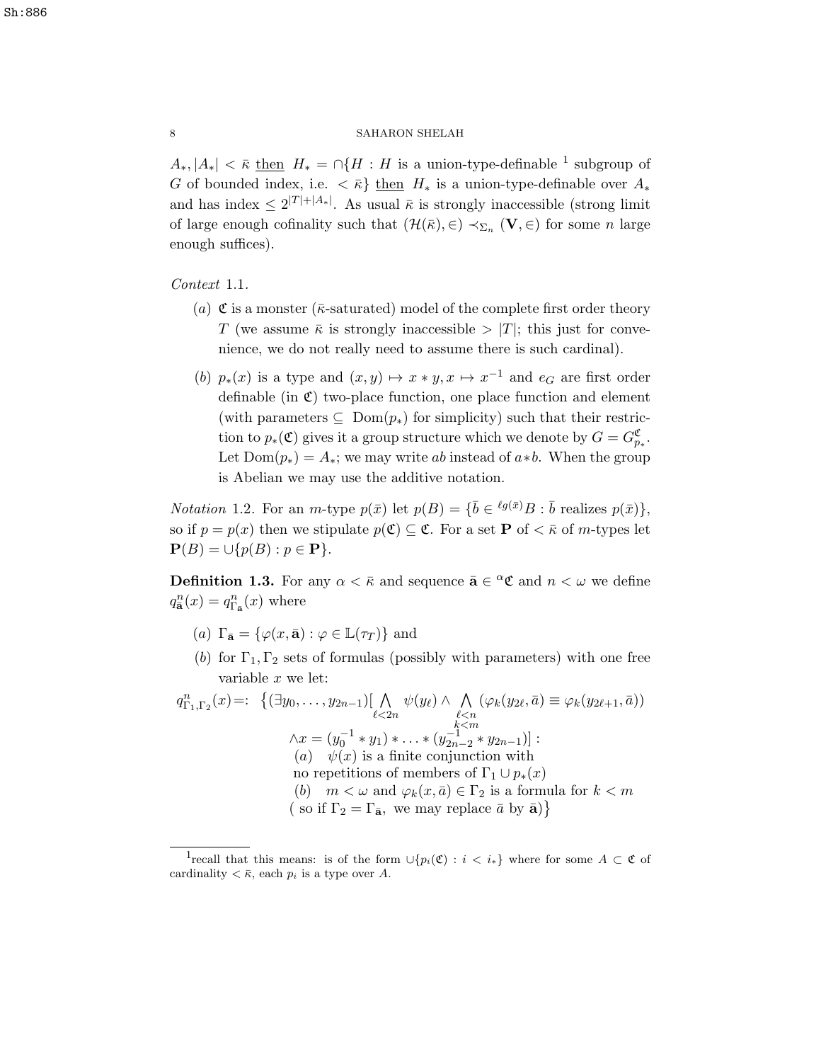$A_*, |A_*| < \bar{\kappa}$ then $H_* = \cap\{H : H$ is a union-type-definable [1] subgroup of $G$ of bounded index, i.e. $< \bar{\kappa}\}$ then $H_*$ is a union-type-definable over $A_*$ and has index $\le 2^{|T|+|A_*|}$. As usual $\bar{\kappa}$ is strongly inaccessible (strong limit of large enough cofinality such that $(\mathcal{H}(\bar{\kappa}), \in) \prec_{\Sigma_n} (\mathbf{V}, \in)$ for some $n$ large enough suffices).

*Context* 1.1.

- (a) $\mathfrak{C}$ is a monster ($\bar{\kappa}$-saturated) model of the complete first order theory $T$ (we assume $\bar{\kappa}$ is strongly inaccessible $> |T|$; this just for convenience, we do not really need to assume there is such cardinal).
- (b) $p_*(x)$ is a type and $(x, y) \mapsto x * y, x \mapsto x^{-1}$ and $e_G$ are first order definable (in $\mathfrak{C}$) two-place function, one place function and element (with parameters $\subseteq$ Dom$(p_*)$ for simplicity) such that their restriction to $p_*(\mathfrak{C})$ gives it a group structure which we denote by $G = G^{\mathfrak{C}}_{p_*}$. Let Dom$(p_*) = A_*$; we may write $ab$ instead of $a*b$. When the group is Abelian we may use the additive notation.

*Notation* 1.2. For an $m$-type $p(\bar{x})$ let $p(B) = \{\bar{b} \in {}^{\ell g(\bar{x})}B : \bar{b}$ realizes $p(\bar{x})\}$, so if $p = p(x)$ then we stipulate $p(\mathfrak{C}) \subseteq \mathfrak{C}$. For a set $\mathbf{P}$ of $< \bar{\kappa}$ of $m$-types let $\mathbf{P}(B) = \cup\{p(B) : p \in \mathbf{P}\}$.

**Definition 1.3.** For any $\alpha < \bar{\kappa}$ and sequence $\bar{\mathbf{a}} \in {}^{\alpha}\mathfrak{C}$ and $n < \omega$ we define $q^n_{\bar{\mathbf{a}}}(x) = q^n_{\Gamma_{\bar{\mathbf{a}}}}(x)$ where

- (a) $\Gamma_{\bar{\mathbf{a}}} = \{\varphi(x, \bar{\mathbf{a}}) : \varphi \in \mathbb{L}(\tau_T)\}$ and
- (b) for $\Gamma_1, \Gamma_2$ sets of formulas (possibly with parameters) with one free variable $x$ we let:

$$q^n_{\Gamma_1,\Gamma_2}(x) =: \Big\{(\exists y_0, \dots, y_{2n-1})[\bigwedge_{\ell<2n} \psi(y_\ell) \wedge \bigwedge_{\substack{\ell<n \\ k<m}} (\varphi_k(y_{2\ell}, \bar{a}) \equiv \varphi_k(y_{2\ell+1}, \bar{a})) \wedge x = (y_0^{-1} * y_1) * \dots * (y_{2n-2}^{-1} * y_{2n-1})] :$$
$$(a) \quad \psi(x) \text{ is a finite conjunction with no repetitions of members of } \Gamma_1 \cup p_*(x)$$
$$(b) \quad m < \omega \text{ and } \varphi_k(x, \bar{a}) \in \Gamma_2 \text{ is a formula for } k < m \text{ ( so if } \Gamma_2 = \Gamma_{\bar{\mathbf{a}}}, \text{ we may replace } \bar{a} \text{ by } \bar{\mathbf{a}})\Big\}$$

---

[1] recall that this means: is of the form $\cup\{p_i(\mathfrak{C}) : i < i_*\}$ where for some $A \subset \mathfrak{C}$ of cardinality $< \bar{\kappa}$, each $p_i$ is a type over $A$.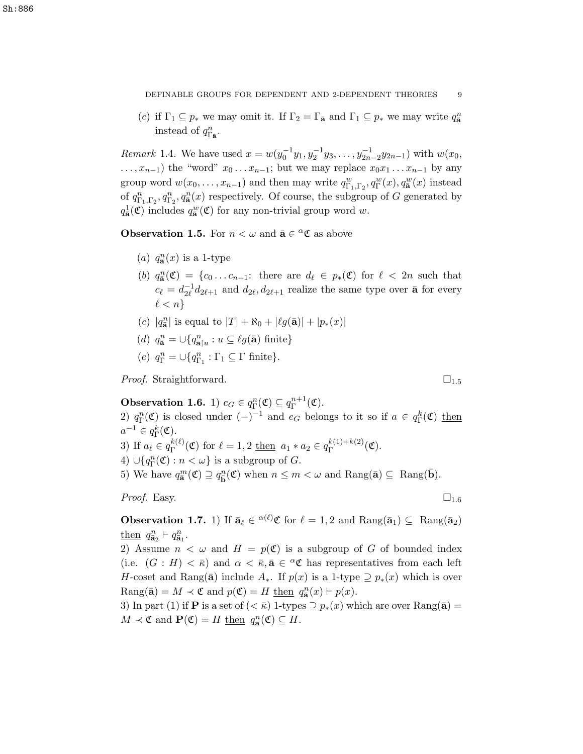(c) if $\Gamma_1 \subseteq p_*$ we may omit it. If $\Gamma_2 = \Gamma_{\bar{\mathbf{a}}}$ and $\Gamma_1 \subseteq p_*$ we may write $q^n_{\bar{\mathbf{a}}}$ instead of $q^n_{\Gamma_{\bar{\mathbf{a}}}}$.

*Remark* 1.4. We have used $x = w(y_0^{-1}y_1, y_2^{-1}y_3, \ldots, y_{2n-2}^{-1}y_{2n-1})$ with $w(x_0, \ldots, x_{n-1})$ the "word" $x_0 \ldots x_{n-1}$; but we may replace $x_0 x_1 \ldots x_{n-1}$ by any group word $w(x_0, \ldots, x_{n-1})$ and then may write $q^w_{\Gamma_1,\Gamma_2}, q^w_\Gamma(x), q^w_{\bar{\mathbf{a}}}(x)$ instead of $q^n_{\Gamma_1,\Gamma_2}, q^n_{\Gamma_2}, q^n_{\bar{\mathbf{a}}}(x)$ respectively. Of course, the subgroup of $G$ generated by $q^1_{\bar{\mathbf{a}}}(\mathfrak{C})$ includes $q^w_{\bar{\mathbf{a}}}(\mathfrak{C})$ for any non-trivial group word $w$.

**Observation 1.5.** For $n < \omega$ and $\bar{\mathbf{a}} \in {}^\alpha\mathfrak{C}$ as above

(a) $q^n_{\bar{\mathbf{a}}}(x)$ is a 1-type

(b) $q^n_{\bar{\mathbf{a}}}(\mathfrak{C}) = \{c_0 \ldots c_{n-1}$: there are $d_\ell \in p_*(\mathfrak{C})$ for $\ell < 2n$ such that $c_\ell = d_{2\ell}^{-1} d_{2\ell+1}$ and $d_{2\ell}, d_{2\ell+1}$ realize the same type over $\bar{\mathbf{a}}$ for every $\ell < n\}$

(c) $|q^n_{\bar{\mathbf{a}}}|$ is equal to $|T| + \aleph_0 + |\ell g(\bar{\mathbf{a}})| + |p_*(x)|$

(d) $q^n_{\bar{\mathbf{a}}} = \cup\{q^n_{\bar{\mathbf{a}}\restriction u} : u \subseteq \ell g(\bar{\mathbf{a}})$ finite$\}$

(e) $q^n_\Gamma = \cup\{q^n_{\Gamma_1} : \Gamma_1 \subseteq \Gamma$ finite$\}$.

*Proof.* Straightforward. $\square_{1.5}$

**Observation 1.6.** 1) $e_G \in q^n_\Gamma(\mathfrak{C}) \subseteq q^{n+1}_\Gamma(\mathfrak{C})$.
2) $q^n_\Gamma(\mathfrak{C})$ is closed under $(-)^{-1}$ and $e_G$ belongs to it so if $a \in q^k_\Gamma(\mathfrak{C})$ then $a^{-1} \in q^k_\Gamma(\mathfrak{C})$.
3) If $a_\ell \in q^{k(\ell)}_\Gamma(\mathfrak{C})$ for $\ell = 1,2$ then $a_1 * a_2 \in q^{k(1)+k(2)}_\Gamma(\mathfrak{C})$.
4) $\cup\{q^n_\Gamma(\mathfrak{C}) : n < \omega\}$ is a subgroup of $G$.
5) We have $q^m_{\bar{\mathbf{a}}}(\mathfrak{C}) \supseteq q^n_{\bar{\mathbf{b}}}(\mathfrak{C})$ when $n \le m < \omega$ and $\mathrm{Rang}(\bar{\mathbf{a}}) \subseteq \mathrm{Rang}(\bar{\mathbf{b}})$.

*Proof.* Easy. $\square_{1.6}$

**Observation 1.7.** 1) If $\bar{\mathbf{a}}_\ell \in {}^{\alpha(\ell)}\mathfrak{C}$ for $\ell = 1,2$ and $\mathrm{Rang}(\bar{\mathbf{a}}_1) \subseteq \mathrm{Rang}(\bar{\mathbf{a}}_2)$ then $q^n_{\bar{\mathbf{a}}_2} \vdash q^n_{\bar{\mathbf{a}}_1}$.
2) Assume $n < \omega$ and $H = p(\mathfrak{C})$ is a subgroup of $G$ of bounded index (i.e. $(G : H) < \bar{\kappa}$) and $\alpha < \bar{\kappa}, \bar{\mathbf{a}} \in {}^\alpha\mathfrak{C}$ has representatives from each left $H$-coset and $\mathrm{Rang}(\bar{\mathbf{a}})$ include $A_*$. If $p(x)$ is a 1-type $\supseteq p_*(x)$ which is over $\mathrm{Rang}(\bar{\mathbf{a}}) = M \prec \mathfrak{C}$ and $p(\mathfrak{C}) = H$ then $q^n_{\bar{\mathbf{a}}}(x) \vdash p(x)$.
3) In part (1) if $\mathbf{P}$ is a set of $(< \bar{\kappa})$ 1-types $\supseteq p_*(x)$ which are over $\mathrm{Rang}(\bar{\mathbf{a}}) = M \prec \mathfrak{C}$ and $\mathbf{P}(\mathfrak{C}) = H$ then $q^n_{\bar{\mathbf{a}}}(\mathfrak{C}) \subseteq H$.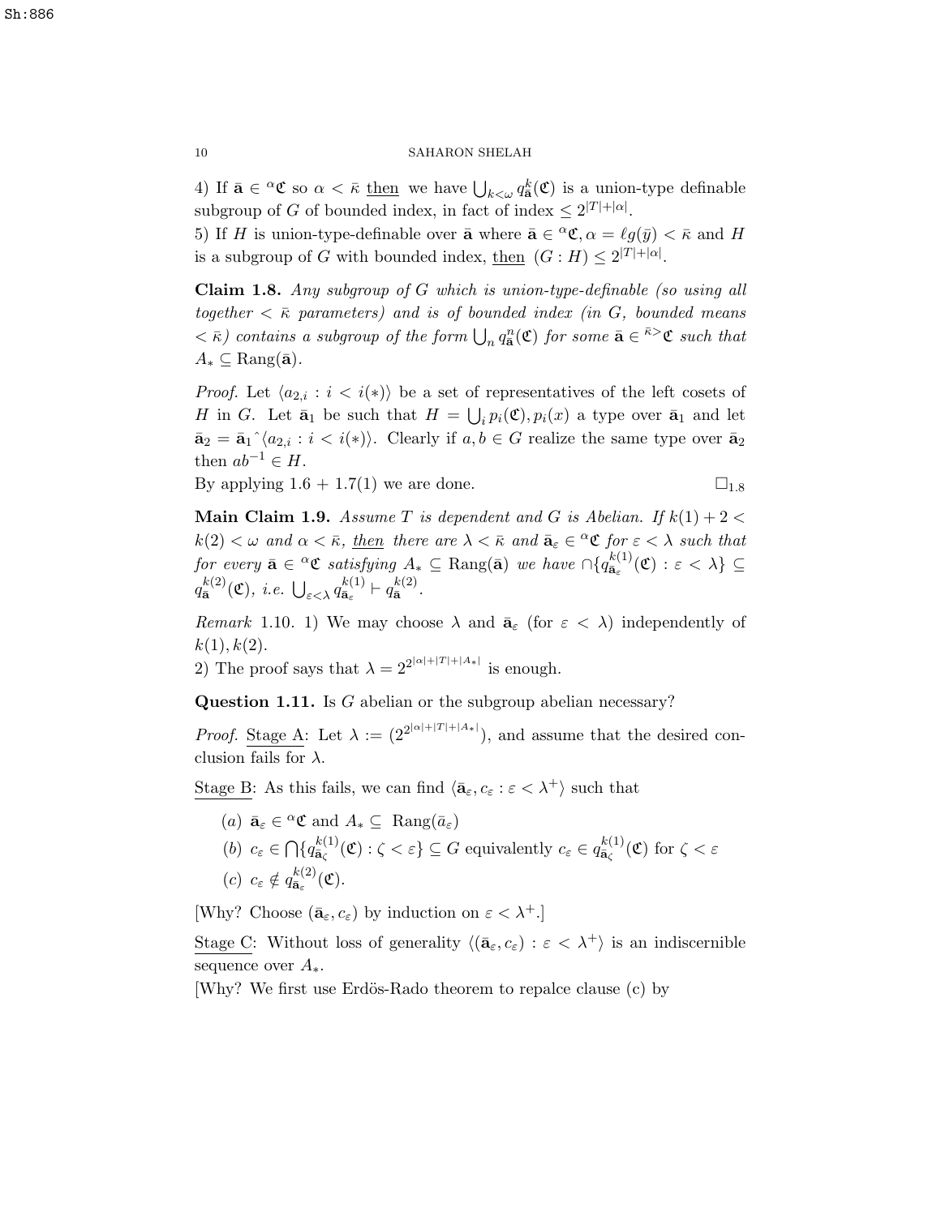4) If $\bar{\mathbf{a}} \in {}^\alpha\mathfrak{C}$ so $\alpha < \bar{\kappa}$ <u>then</u> we have $\bigcup_{k<\omega} q^k_{\bar{\mathbf{a}}}(\mathfrak{C})$ is a union-type definable subgroup of $G$ of bounded index, in fact of index $\le 2^{|T|+|\alpha|}$.
5) If $H$ is union-type-definable over $\bar{\mathbf{a}}$ where $\bar{\mathbf{a}} \in {}^\alpha\mathfrak{C}, \alpha = \ell g(\bar{y}) < \bar{\kappa}$ and $H$ is a subgroup of $G$ with bounded index, <u>then</u> $(G : H) \le 2^{|T|+|\alpha|}$.

**Claim 1.8.** *Any subgroup of $G$ which is union-type-definable (so using all together $< \bar{\kappa}$ parameters) and is of bounded index (in $G$, bounded means $< \bar{\kappa}$) contains a subgroup of the form $\bigcup_n q^n_{\bar{\mathbf{a}}}(\mathfrak{C})$ for some $\bar{\mathbf{a}} \in {}^{\bar{\kappa}>}\mathfrak{C}$ such that $A_* \subseteq \mathrm{Rang}(\bar{\mathbf{a}})$.*

*Proof.* Let $\langle a_{2,i} : i < i(*)\rangle$ be a set of representatives of the left cosets of $H$ in $G$. Let $\bar{\mathbf{a}}_1$ be such that $H = \bigcup_i p_i(\mathfrak{C}), p_i(x)$ a type over $\bar{\mathbf{a}}_1$ and let $\bar{\mathbf{a}}_2 = \bar{\mathbf{a}}_1{}^\frown\langle a_{2,i} : i < i(*)\rangle$. Clearly if $a, b \in G$ realize the same type over $\bar{\mathbf{a}}_2$ then $ab^{-1} \in H$.
By applying 1.6 + 1.7(1) we are done. $\square_{1.8}$

**Main Claim 1.9.** *Assume $T$ is dependent and $G$ is Abelian. If $k(1) + 2 < k(2) < \omega$ and $\alpha < \bar{\kappa}$, <u>then</u> there are $\lambda < \bar{\kappa}$ and $\bar{\mathbf{a}}_\varepsilon \in {}^\alpha\mathfrak{C}$ for $\varepsilon < \lambda$ such that for every $\bar{\mathbf{a}} \in {}^\alpha\mathfrak{C}$ satisfying $A_* \subseteq \mathrm{Rang}(\bar{\mathbf{a}})$ we have $\cap\{q^{k(1)}_{\bar{\mathbf{a}}_\varepsilon}(\mathfrak{C}) : \varepsilon < \lambda\} \subseteq q^{k(2)}_{\bar{\mathbf{a}}}(\mathfrak{C})$, i.e. $\bigcup_{\varepsilon<\lambda} q^{k(1)}_{\bar{\mathbf{a}}_\varepsilon} \vdash q^{k(2)}_{\bar{\mathbf{a}}}$.*

*Remark* 1.10. 1) We may choose $\lambda$ and $\bar{\mathbf{a}}_\varepsilon$ (for $\varepsilon < \lambda$) independently of $k(1), k(2)$.
2) The proof says that $\lambda = 2^{2^{|\alpha|+|T|+|A_*|}}$ is enough.

**Question 1.11.** Is $G$ abelian or the subgroup abelian necessary?

*Proof.* <u>Stage A</u>: Let $\lambda := (2^{2^{|\alpha|+|T|+|A_*|}})$, and assume that the desired conclusion fails for $\lambda$.

<u>Stage B</u>: As this fails, we can find $\langle \bar{\mathbf{a}}_\varepsilon, c_\varepsilon : \varepsilon < \lambda^+\rangle$ such that

- $(a)$ $\bar{\mathbf{a}}_\varepsilon \in {}^\alpha\mathfrak{C}$ and $A_* \subseteq \mathrm{Rang}(\bar{a}_\varepsilon)$
- $(b)$ $c_\varepsilon \in \bigcap\{q^{k(1)}_{\bar{\mathbf{a}}_\zeta}(\mathfrak{C}) : \zeta < \varepsilon\} \subseteq G$ equivalently $c_\varepsilon \in q^{k(1)}_{\bar{\mathbf{a}}_\zeta}(\mathfrak{C})$ for $\zeta < \varepsilon$
- $(c)$ $c_\varepsilon \notin q^{k(2)}_{\bar{\mathbf{a}}_\varepsilon}(\mathfrak{C})$.

[Why? Choose $(\bar{\mathbf{a}}_\varepsilon, c_\varepsilon)$ by induction on $\varepsilon < \lambda^+$.]

<u>Stage C</u>: Without loss of generality $\langle(\bar{\mathbf{a}}_\varepsilon, c_\varepsilon) : \varepsilon < \lambda^+\rangle$ is an indiscernible sequence over $A_*$.
[Why? We first use Erdös-Rado theorem to repalce clause (c) by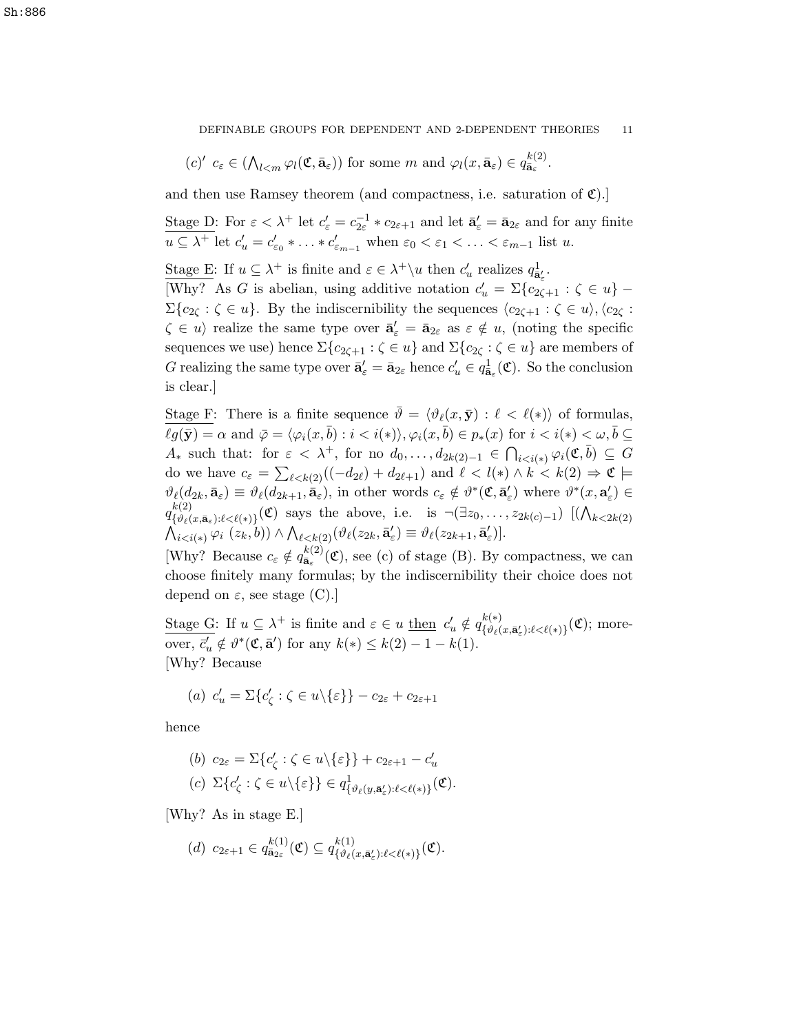$(c)'$ $c_\varepsilon \in (\bigwedge_{l<m} \varphi_l(\mathfrak{C}, \bar{\mathbf{a}}_\varepsilon))$ for some $m$ and $\varphi_l(x, \bar{\mathbf{a}}_\varepsilon) \in q^{k(2)}_{\bar{\mathbf{a}}_\varepsilon}$.

and then use Ramsey theorem (and compactness, i.e. saturation of $\mathfrak{C}$).]

Stage D: For $\varepsilon < \lambda^+$ let $c'_\varepsilon = c^{-1}_{2\varepsilon} * c_{2\varepsilon+1}$ and let $\bar{\mathbf{a}}'_\varepsilon = \bar{\mathbf{a}}_{2\varepsilon}$ and for any finite $u \subseteq \lambda^+$ let $c'_u = c'_{\varepsilon_0} * \ldots * c'_{\varepsilon_{m-1}}$ when $\varepsilon_0 < \varepsilon_1 < \ldots < \varepsilon_{m-1}$ list $u$.

Stage E: If $u \subseteq \lambda^+$ is finite and $\varepsilon \in \lambda^+ \backslash u$ then $c'_u$ realizes $q^1_{\bar{\mathbf{a}}'_\varepsilon}$.
[Why? As $G$ is abelian, using additive notation $c'_u = \Sigma\{c_{2\zeta+1} : \zeta \in u\} - \Sigma\{c_{2\zeta} : \zeta \in u\}$. By the indiscernibility the sequences $\langle c_{2\zeta+1} : \zeta \in u\rangle, \langle c_{2\zeta} : \zeta \in u\rangle$ realize the same type over $\bar{\mathbf{a}}'_\varepsilon = \bar{\mathbf{a}}_{2\varepsilon}$ as $\varepsilon \notin u$, (noting the specific sequences we use) hence $\Sigma\{c_{2\zeta+1} : \zeta \in u\}$ and $\Sigma\{c_{2\zeta} : \zeta \in u\}$ are members of $G$ realizing the same type over $\bar{\mathbf{a}}'_\varepsilon = \bar{\mathbf{a}}_{2\varepsilon}$ hence $c'_u \in q^1_{\bar{\mathbf{a}}_\varepsilon}(\mathfrak{C})$. So the conclusion is clear.]

Stage F: There is a finite sequence $\bar{\vartheta} = \langle \vartheta_\ell(x, \bar{\mathbf{y}}) : \ell < \ell(*)\rangle$ of formulas, $\ell g(\bar{\mathbf{y}}) = \alpha$ and $\bar{\varphi} = \langle \varphi_i(x, \bar{b}) : i < i(*)\rangle, \varphi_i(x, \bar{b}) \in p_*(x)$ for $i < i(*) < \omega, \bar{b} \subseteq A_*$ such that: for $\varepsilon < \lambda^+$, for no $d_0, \ldots, d_{2k(2)-1} \in \bigcap_{i<i(*)} \varphi_i(\mathfrak{C}, \bar{b}) \subseteq G$ do we have $c_\varepsilon = \sum_{\ell<k(2)}((-d_{2\ell}) + d_{2\ell+1})$ and $\ell < l(*) \wedge k < k(2) \Rightarrow \mathfrak{C} \models \vartheta_\ell(d_{2k}, \bar{\mathbf{a}}_\varepsilon) \equiv \vartheta_\ell(d_{2k+1}, \bar{\mathbf{a}}_\varepsilon)$, in other words $c_\varepsilon \notin \vartheta^*(\mathfrak{C}, \bar{\mathbf{a}}'_\varepsilon)$ where $\vartheta^*(x, \mathbf{a}'_\varepsilon) \in q^{k(2)}_{\{\vartheta_\ell(x,\bar{\mathbf{a}}_\varepsilon):\ell<\ell(*)\}}(\mathfrak{C})$ says the above, i.e. is $\neg(\exists z_0, \ldots, z_{2k(c)-1})$ $[(\bigwedge_{k<2k(2)} \bigwedge_{i<i(*)} \varphi_i\ (z_k, b)) \wedge \bigwedge_{\ell<k(2)}(\vartheta_\ell(z_{2k}, \bar{\mathbf{a}}'_\varepsilon) \equiv \vartheta_\ell(z_{2k+1}, \bar{\mathbf{a}}'_\varepsilon)]$.
[Why? Because $c_\varepsilon \notin q^{k(2)}_{\bar{\mathbf{a}}_\varepsilon}(\mathfrak{C})$, see (c) of stage (B). By compactness, we can choose finitely many formulas; by the indiscernibility their choice does not depend on $\varepsilon$, see stage (C).]

Stage G: If $u \subseteq \lambda^+$ is finite and $\varepsilon \in u$ then $c'_u \notin q^{k(*)}_{\{\vartheta_\ell(x,\bar{\mathbf{a}}'_\varepsilon):\ell<\ell(*)\}}(\mathfrak{C})$; moreover, $\bar{c}'_u \notin \vartheta^*(\mathfrak{C}, \bar{\mathbf{a}}')$ for any $k(*) \leq k(2) - 1 - k(1)$.
[Why? Because

$$(a)\ c'_u = \Sigma\{c'_\zeta : \zeta \in u\backslash\{\varepsilon\}\} - c_{2\varepsilon} + c_{2\varepsilon+1}$$

hence

$$(b)\ c_{2\varepsilon} = \Sigma\{c'_\zeta : \zeta \in u\backslash\{\varepsilon\}\} + c_{2\varepsilon+1} - c'_u$$

$$(c)\ \Sigma\{c'_\zeta : \zeta \in u\backslash\{\varepsilon\}\} \in q^1_{\{\vartheta_\ell(y,\bar{\mathbf{a}}'_\varepsilon):\ell<\ell(*)\}}(\mathfrak{C}).$$

[Why? As in stage E.]

$$(d)\ c_{2\varepsilon+1} \in q^{k(1)}_{\bar{\mathbf{a}}_{2\varepsilon}}(\mathfrak{C}) \subseteq q^{k(1)}_{\{\vartheta_\ell(x,\bar{\mathbf{a}}'_\varepsilon):\ell<\ell(*)\}}(\mathfrak{C}).$$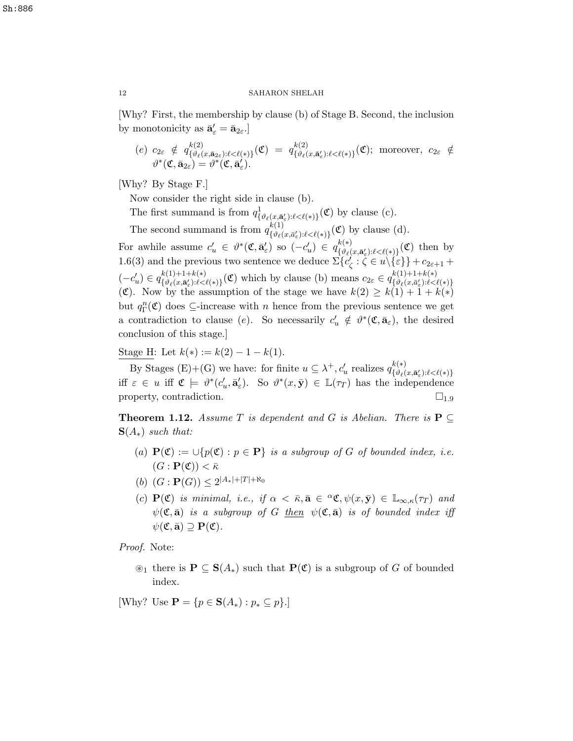[Why? First, the membership by clause (b) of Stage B. Second, the inclusion by monotonicity as $\bar{\mathbf{a}}'_\varepsilon = \bar{\mathbf{a}}_{2\varepsilon}$.]

(e) $c_{2\varepsilon} \notin q^{k(2)}_{\{\vartheta_\ell(x,\bar{\mathbf{a}}_{2\varepsilon}):\ell<\ell(*)\}}(\mathfrak{C}) = q^{k(2)}_{\{\vartheta_\ell(x,\bar{\mathbf{a}}'_\varepsilon):\ell<\ell(*)\}}(\mathfrak{C})$; moreover, $c_{2\varepsilon} \notin \vartheta^*(\mathfrak{C},\bar{\mathbf{a}}_{2\varepsilon}) = \vartheta^*(\mathfrak{C},\bar{\mathbf{a}}'_\varepsilon)$.

[Why? By Stage F.]

Now consider the right side in clause (b).

The first summand is from $q^1_{\{\vartheta_\ell(x,\bar{\mathbf{a}}'_\varepsilon):\ell<\ell(*)\}}(\mathfrak{C})$ by clause (c).

The second summand is from $q^{k(1)}_{\{\vartheta_\ell(x,\bar{a}'_\varepsilon):\ell<\ell(*)\}}(\mathfrak{C})$ by clause (d).

For awhile assume $c'_u \in \vartheta^*(\mathfrak{C},\bar{\mathbf{a}}'_\varepsilon)$ so $(-c'_u) \in q^{k(*)}_{\{\vartheta_\ell(x,\bar{\mathbf{a}}'_\varepsilon):\ell<\ell(*)\}}(\mathfrak{C})$ then by 1.6(3) and the previous two sentence we deduce $\Sigma\{c'_\zeta : \zeta \in u\backslash\{\varepsilon\}\} + c_{2\varepsilon+1} + (-c'_u) \in q^{k(1)+1+k(*)}_{\{\vartheta_\ell(x,\bar{\mathbf{a}}'_\varepsilon):\ell<\ell(*)\}}(\mathfrak{C})$ which by clause (b) means $c_{2\varepsilon} \in q^{k(1)+1+k(*)}_{\{\vartheta_\ell(x,\bar{a}'_\varepsilon):\ell<\ell(*)\}}(\mathfrak{C})$. Now by the assumption of the stage we have $k(2) \ge k(1) + 1 + k(*)$ but $q^n_\Gamma(\mathfrak{C})$ does $\subseteq$-increase with $n$ hence from the previous sentence we get a contradiction to clause (e). So necessarily $c'_u \notin \vartheta^*(\mathfrak{C},\bar{\mathbf{a}}_\varepsilon)$, the desired conclusion of this stage.]

Stage H: Let $k(*) := k(2) - 1 - k(1)$.

By Stages (E)+(G) we have: for finite $u \subseteq \lambda^+$, $c'_u$ realizes $q^{k(*)}_{\{\vartheta_\ell(x,\bar{\mathbf{a}}'_\varepsilon):\ell<\ell(*)\}}$ iff $\varepsilon \in u$ iff $\mathfrak{C} \models \vartheta^*(c'_u,\bar{\mathbf{a}}'_\varepsilon)$. So $\vartheta^*(x,\bar{\mathbf{y}}) \in \mathbb{L}(\tau_T)$ has the independence property, contradiction. $\square_{1.9}$

**Theorem 1.12.** *Assume $T$ is dependent and $G$ is Abelian. There is $\mathbf{P} \subseteq \mathbf{S}(A_*)$ such that:*

- (a) *$\mathbf{P}(\mathfrak{C}) := \cup\{p(\mathfrak{C}) : p \in \mathbf{P}\}$ is a subgroup of $G$ of bounded index, i.e. $(G : \mathbf{P}(\mathfrak{C})) < \bar{\kappa}$*
- (b) *$(G : \mathbf{P}(G)) \le 2^{|A_*|+|T|+\aleph_0}$*
- (c) *$\mathbf{P}(\mathfrak{C})$ is minimal, i.e., if $\alpha < \bar{\kappa}, \bar{\mathbf{a}} \in {}^\alpha\mathfrak{C}, \psi(x,\bar{\mathbf{y}}) \in \mathbb{L}_{\infty,\kappa}(\tau_T)$ and $\psi(\mathfrak{C},\bar{\mathbf{a}})$ is a subgroup of $G$ then $\psi(\mathfrak{C},\bar{\mathbf{a}})$ is of bounded index iff $\psi(\mathfrak{C},\bar{\mathbf{a}}) \supseteq \mathbf{P}(\mathfrak{C})$.*

*Proof.* Note:

- $\circledast_1$ there is $\mathbf{P} \subseteq \mathbf{S}(A_*)$ such that $\mathbf{P}(\mathfrak{C})$ is a subgroup of $G$ of bounded index.

[Why? Use $\mathbf{P} = \{p \in \mathbf{S}(A_*) : p_* \subseteq p\}$.]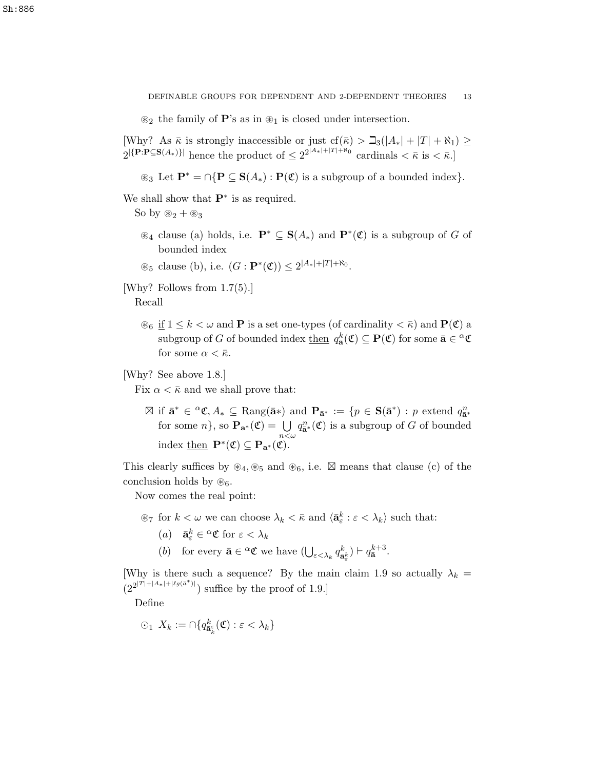$\circledast_2$ the family of $\mathbf{P}$'s as in $\circledast_1$ is closed under intersection.

[Why? As $\bar\kappa$ is strongly inaccessible or just $\mathrm{cf}(\bar\kappa) > \beth_3(|A_*| + |T| + \aleph_1) \geq 2^{|\{\mathbf{P}:\mathbf{P}\subseteq \mathbf{S}(A_*)\}|}$ hence the product of $\leq 2^{2^{|A_*|+|T|+\aleph_0}}$ cardinals $< \bar\kappa$ is $< \bar\kappa$.]

$\circledast_3$ Let $\mathbf{P}^* = \cap\{\mathbf{P} \subseteq \mathbf{S}(A_*) : \mathbf{P}(\mathfrak{C})$ is a subgroup of a bounded index$\}$.

We shall show that $\mathbf{P}^*$ is as required.

So by $\circledast_2 + \circledast_3$

$\circledast_4$ clause (a) holds, i.e. $\mathbf{P}^* \subseteq \mathbf{S}(A_*)$ and $\mathbf{P}^*(\mathfrak{C})$ is a subgroup of $G$ of bounded index

$\circledast_5$ clause (b), i.e. $(G : \mathbf{P}^*(\mathfrak{C})) \leq 2^{|A_*|+|T|+\aleph_0}$.

[Why? Follows from 1.7(5).]

Recall

$\circledast_6$ <u>if</u> $1 \leq k < \omega$ and $\mathbf{P}$ is a set one-types (of cardinality $< \bar\kappa$) and $\mathbf{P}(\mathfrak{C})$ a subgroup of $G$ of bounded index <u>then</u> $q^k_{\bar{\mathbf{a}}}(\mathfrak{C}) \subseteq \mathbf{P}(\mathfrak{C})$ for some $\bar{\mathbf{a}} \in {}^\alpha\mathfrak{C}$ for some $\alpha < \bar\kappa$.

[Why? See above 1.8.]

Fix $\alpha < \bar\kappa$ and we shall prove that:

$\boxtimes$ if $\bar{\mathbf{a}}^* \in {}^\alpha\mathfrak{C}, A_* \subseteq \mathrm{Rang}(\bar{\mathbf{a}}*)$ and $\mathbf{P}_{\bar{\mathbf{a}}^*} := \{p \in \mathbf{S}(\bar{\mathbf{a}}^*) : p$ extend $q^n_{\bar{\mathbf{a}}^*}$ for some $n\}$, so $\mathbf{P}_{\mathbf{a}^*}(\mathfrak{C}) = \bigcup\limits_{n<\omega} q^n_{\bar{\mathbf{a}}^*}(\mathfrak{C})$ is a subgroup of $G$ of bounded index <u>then</u> $\mathbf{P}^*(\mathfrak{C}) \subseteq \mathbf{P}_{\mathbf{a}^*}(\mathfrak{C})$.

This clearly suffices by $\circledast_4, \circledast_5$ and $\circledast_6$, i.e. $\boxtimes$ means that clause (c) of the conclusion holds by $\circledast_6$.

Now comes the real point:

$\circledast_7$ for $k < \omega$ we can choose $\lambda_k < \bar\kappa$ and $\langle \bar{\mathbf{a}}^k_\varepsilon : \varepsilon < \lambda_k\rangle$ such that:

- $(a)$ $\bar{\mathbf{a}}^k_\varepsilon \in {}^\alpha\mathfrak{C}$ for $\varepsilon < \lambda_k$
- $(b)$ for every $\bar{\mathbf{a}} \in {}^\alpha\mathfrak{C}$ we have $(\bigcup_{\varepsilon<\lambda_k} q^k_{\bar{\mathbf{a}}^k_\varepsilon}) \vdash q^{k+3}_{\bar{\mathbf{a}}}$.

[Why is there such a sequence? By the main claim 1.9 so actually $\lambda_k = (2^{2^{|T|+|A_*|+|\ell g(\bar a^*)|}})$ suffice by the proof of 1.9.]

Define

$\odot_1$ $X_k := \cap\{q^k_{\bar{\mathbf{a}}^\varepsilon_k}(\mathfrak{C}) : \varepsilon < \lambda_k\}$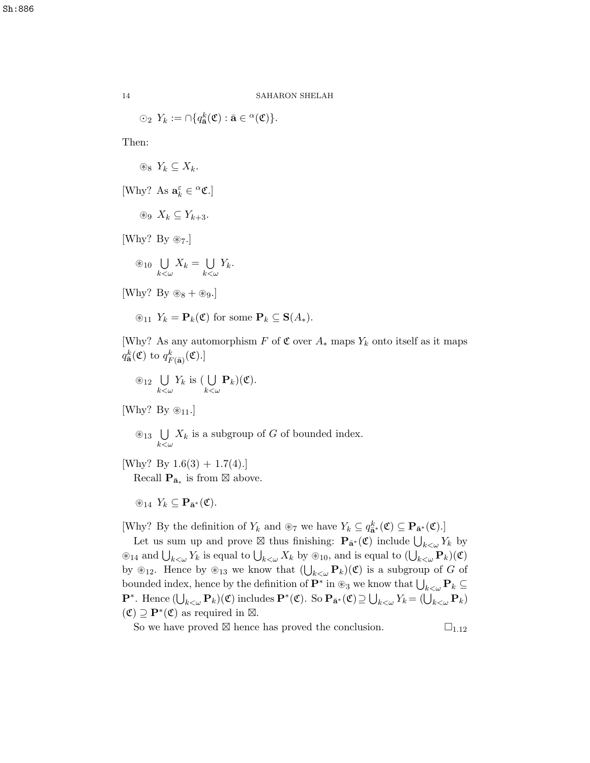$\odot_2$ $Y_k := \cap\{q^k_{\bar{\mathbf{a}}}(\mathfrak{C}) : \bar{\mathbf{a}} \in {}^\alpha(\mathfrak{C})\}$.

Then:

$\circledast_8$ $Y_k \subseteq X_k$.

[Why? As $\mathbf{a}^\varepsilon_k \in {}^\alpha\mathfrak{C}$.]

$\circledast_9$ $X_k \subseteq Y_{k+3}$.

[Why? By $\circledast_7$.]

$\circledast_{10}$ $\bigcup\limits_{k<\omega} X_k = \bigcup\limits_{k<\omega} Y_k$.

[Why? By $\circledast_8 + \circledast_9$.]

$\circledast_{11}$ $Y_k = \mathbf{P}_k(\mathfrak{C})$ for some $\mathbf{P}_k \subseteq \mathbf{S}(A_*)$.

[Why? As any automorphism $F$ of $\mathfrak{C}$ over $A_*$ maps $Y_k$ onto itself as it maps $q^k_{\bar{\mathbf{a}}}(\mathfrak{C})$ to $q^k_{F(\bar{\mathbf{a}})}(\mathfrak{C})$.]

$\circledast_{12}$ $\bigcup\limits_{k<\omega} Y_k$ is $(\bigcup\limits_{k<\omega} \mathbf{P}_k)(\mathfrak{C})$.

[Why? By $\circledast_{11}$.]

$\circledast_{13}$ $\bigcup\limits_{k<\omega} X_k$ is a subgroup of $G$ of bounded index.

[Why? By 1.6(3) + 1.7(4).]

Recall $\mathbf{P}_{\bar{\mathbf{a}}_*}$ is from $\boxtimes$ above.

$\circledast_{14}$ $Y_k \subseteq \mathbf{P}_{\bar{\mathbf{a}}^*}(\mathfrak{C})$.

[Why? By the definition of $Y_k$ and $\circledast_7$ we have $Y_k \subseteq q^k_{\bar{\mathbf{a}}^*}(\mathfrak{C}) \subseteq \mathbf{P}_{\bar{\mathbf{a}}^*}(\mathfrak{C})$.]

Let us sum up and prove $\boxtimes$ thus finishing: $\mathbf{P}_{\bar{\mathbf{a}}^*}(\mathfrak{C})$ include $\bigcup_{k<\omega} Y_k$ by $\circledast_{14}$ and $\bigcup_{k<\omega} Y_k$ is equal to $\bigcup_{k<\omega} X_k$ by $\circledast_{10}$, and is equal to $(\bigcup_{k<\omega} \mathbf{P}_k)(\mathfrak{C})$ by $\circledast_{12}$. Hence by $\circledast_{13}$ we know that $(\bigcup_{k<\omega} \mathbf{P}_k)(\mathfrak{C})$ is a subgroup of $G$ of bounded index, hence by the definition of $\mathbf{P}^*$ in $\circledast_3$ we know that $\bigcup_{k<\omega} \mathbf{P}_k \subseteq \mathbf{P}^*$. Hence $(\bigcup_{k<\omega} \mathbf{P}_k)(\mathfrak{C})$ includes $\mathbf{P}^*(\mathfrak{C})$. So $\mathbf{P}_{\bar{\mathbf{a}}^*}(\mathfrak{C}) \supseteq \bigcup_{k<\omega} Y_k = (\bigcup_{k<\omega} \mathbf{P}_k)(\mathfrak{C}) \supseteq \mathbf{P}^*(\mathfrak{C})$ as required in $\boxtimes$.

So we have proved $\boxtimes$ hence has proved the conclusion. $\square_{1.12}$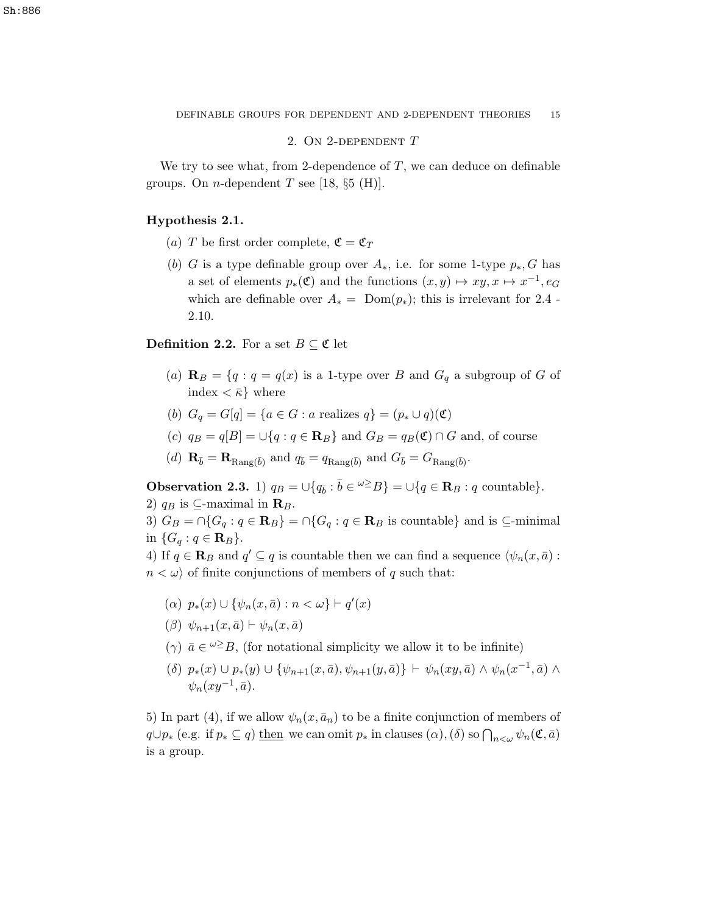## 2. On 2-dependent $T$

We try to see what, from 2-dependence of $T$, we can deduce on definable groups. On $n$-dependent $T$ see [18, §5 (H)].

**Hypothesis 2.1.**

- $(a)$ $T$ be first order complete, $\mathfrak{C} = \mathfrak{C}_T$
- $(b)$ $G$ is a type definable group over $A_*$, i.e. for some 1-type $p_*, G$ has a set of elements $p_*(\mathfrak{C})$ and the functions $(x,y) \mapsto xy, x \mapsto x^{-1}, e_G$ which are definable over $A_* = \text{Dom}(p_*)$; this is irrelevant for 2.4 - 2.10.

**Definition 2.2.** For a set $B \subseteq \mathfrak{C}$ let

- $(a)$ $\mathbf{R}_B = \{q : q = q(x)$ is a 1-type over $B$ and $G_q$ a subgroup of $G$ of index $< \bar{\kappa}\}$ where
- $(b)$ $G_q = G[q] = \{a \in G : a$ realizes $q\} = (p_* \cup q)(\mathfrak{C})$
- $(c)$ $q_B = q[B] = \cup\{q : q \in \mathbf{R}_B\}$ and $G_B = q_B(\mathfrak{C}) \cap G$ and, of course
- $(d)$ $\mathbf{R}_{\bar{b}} = \mathbf{R}_{\text{Rang}(\bar{b})}$ and $q_{\bar{b}} = q_{\text{Rang}(\bar{b})}$ and $G_{\bar{b}} = G_{\text{Rang}(\bar{b})}$.

**Observation 2.3.** 1) $q_B = \cup\{q_{\bar{b}} : \bar{b} \in {}^{\omega \geq}B\} = \cup\{q \in \mathbf{R}_B : q$ countable$\}$.
2) $q_B$ is $\subseteq$-maximal in $\mathbf{R}_B$.
3) $G_B = \cap\{G_q : q \in \mathbf{R}_B\} = \cap\{G_q : q \in \mathbf{R}_B$ is countable$\}$ and is $\subseteq$-minimal in $\{G_q : q \in \mathbf{R}_B\}$.
4) If $q \in \mathbf{R}_B$ and $q' \subseteq q$ is countable then we can find a sequence $\langle \psi_n(x,\bar{a}) : n < \omega\rangle$ of finite conjunctions of members of $q$ such that:

- $(\alpha)$ $p_*(x) \cup \{\psi_n(x,\bar{a}) : n < \omega\} \vdash q'(x)$
- $(\beta)$ $\psi_{n+1}(x,\bar{a}) \vdash \psi_n(x,\bar{a})$
- $(\gamma)$ $\bar{a} \in {}^{\omega \geq}B$, (for notational simplicity we allow it to be infinite)
- $(\delta)$ $p_*(x) \cup p_*(y) \cup \{\psi_{n+1}(x,\bar{a}), \psi_{n+1}(y,\bar{a})\} \vdash \psi_n(xy,\bar{a}) \wedge \psi_n(x^{-1},\bar{a}) \wedge \psi_n(xy^{-1},\bar{a})$.

5) In part (4), if we allow $\psi_n(x,\bar{a}_n)$ to be a finite conjunction of members of $q \cup p_*$ (e.g. if $p_* \subseteq q$) <u>then</u> we can omit $p_*$ in clauses $(\alpha), (\delta)$ so $\bigcap_{n<\omega} \psi_n(\mathfrak{C},\bar{a})$ is a group.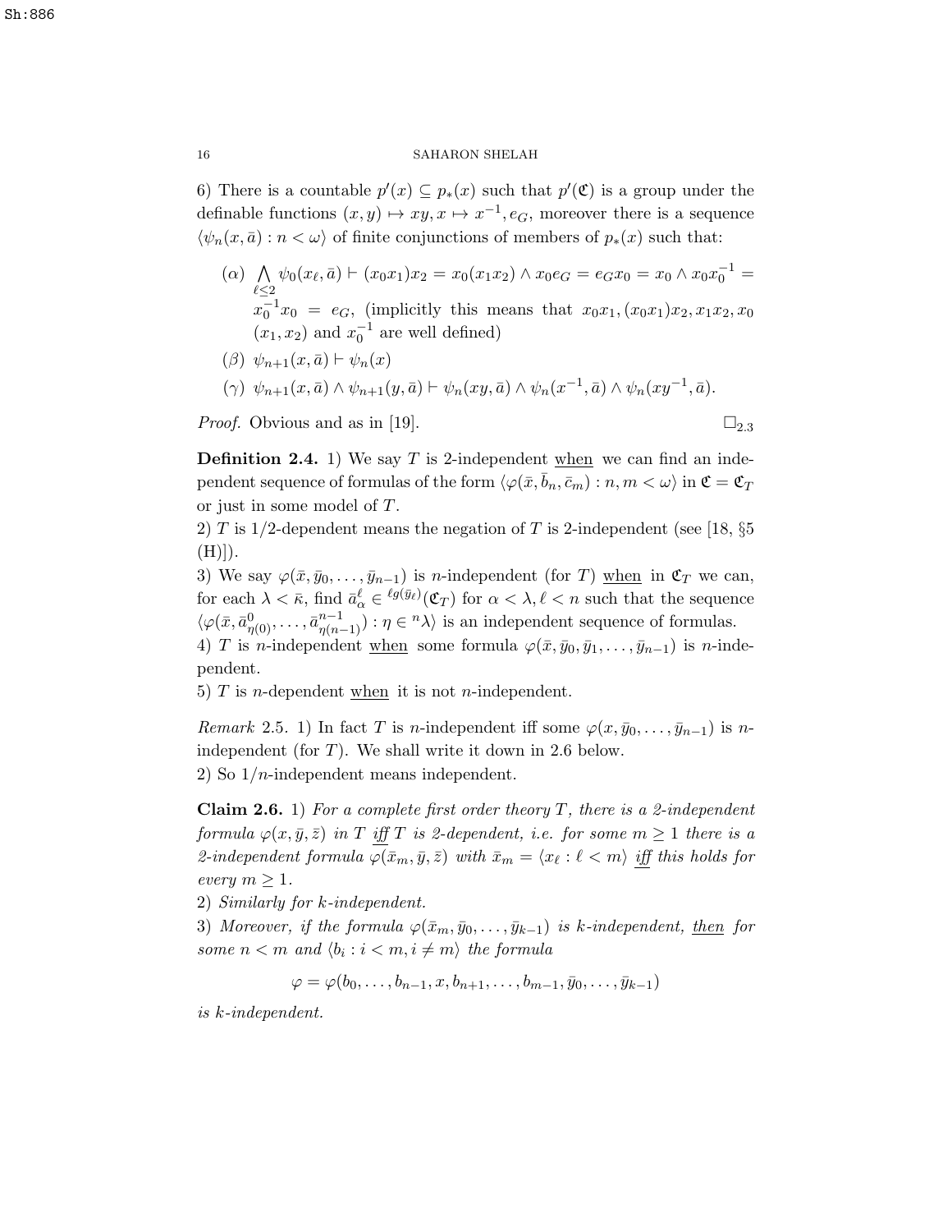6) There is a countable $p'(x) \subseteq p_*(x)$ such that $p'(\mathfrak{C})$ is a group under the definable functions $(x,y) \mapsto xy, x \mapsto x^{-1}, e_G$, moreover there is a sequence $\langle \psi_n(x,\bar{a}) : n < \omega \rangle$ of finite conjunctions of members of $p_*(x)$ such that:

- $(\alpha)$ $\bigwedge\limits_{\ell \le 2} \psi_0(x_\ell, \bar{a}) \vdash (x_0 x_1) x_2 = x_0(x_1 x_2) \wedge x_0 e_G = e_G x_0 = x_0 \wedge x_0 x_0^{-1} = x_0^{-1} x_0 = e_G$, (implicitly this means that $x_0 x_1, (x_0 x_1) x_2, x_1 x_2, x_0 (x_1, x_2)$ and $x_0^{-1}$ are well defined)
- $(\beta)$ $\psi_{n+1}(x, \bar{a}) \vdash \psi_n(x)$
- $(\gamma)$ $\psi_{n+1}(x,\bar{a}) \wedge \psi_{n+1}(y,\bar{a}) \vdash \psi_n(xy,\bar{a}) \wedge \psi_n(x^{-1},\bar{a}) \wedge \psi_n(xy^{-1},\bar{a})$.

*Proof.* Obvious and as in [19]. $\square_{2.3}$

**Definition 2.4.** 1) We say $T$ is 2-independent <u>when</u> we can find an independent sequence of formulas of the form $\langle \varphi(\bar{x}, \bar{b}_n, \bar{c}_m) : n, m < \omega \rangle$ in $\mathfrak{C} = \mathfrak{C}_T$ or just in some model of $T$.
2) $T$ is 1/2-dependent means the negation of $T$ is 2-independent (see [18, §5 (H)]).
3) We say $\varphi(\bar{x}, \bar{y}_0, \dots, \bar{y}_{n-1})$ is $n$-independent (for $T$) <u>when</u> in $\mathfrak{C}_T$ we can, for each $\lambda < \bar{\kappa}$, find $\bar{a}^\ell_\alpha \in {}^{\ell g(\bar{y}_\ell)}(\mathfrak{C}_T)$ for $\alpha < \lambda, \ell < n$ such that the sequence $\langle \varphi(\bar{x}, \bar{a}^0_{\eta(0)}, \dots, \bar{a}^{n-1}_{\eta(n-1)}) : \eta \in {}^n\lambda \rangle$ is an independent sequence of formulas.
4) $T$ is $n$-independent <u>when</u> some formula $\varphi(\bar{x}, \bar{y}_0, \bar{y}_1, \dots, \bar{y}_{n-1})$ is $n$-independent.
5) $T$ is $n$-dependent <u>when</u> it is not $n$-independent.

*Remark* 2.5. 1) In fact $T$ is $n$-independent iff some $\varphi(x, \bar{y}_0, \dots, \bar{y}_{n-1})$ is $n$-independent (for $T$). We shall write it down in 2.6 below.
2) So $1/n$-independent means independent.

**Claim 2.6.** 1) *For a complete first order theory $T$, there is a 2-independent formula $\varphi(x, \bar{y}, \bar{z})$ in $T$ <u>iff</u> $T$ is 2-dependent, i.e. for some $m \ge 1$ there is a 2-independent formula $\varphi(\bar{x}_m, \bar{y}, \bar{z})$ with $\bar{x}_m = \langle x_\ell : \ell < m \rangle$ <u>iff</u> this holds for every $m \ge 1$.*
2) *Similarly for $k$-independent.*
3) *Moreover, if the formula $\varphi(\bar{x}_m, \bar{y}_0, \dots, \bar{y}_{k-1})$ is $k$-independent, <u>then</u> for some $n < m$ and $\langle b_i : i < m, i \neq m \rangle$ the formula*

$$\varphi = \varphi(b_0, \dots, b_{n-1}, x, b_{n+1}, \dots, b_{m-1}, \bar{y}_0, \dots, \bar{y}_{k-1})$$

*is $k$-independent.*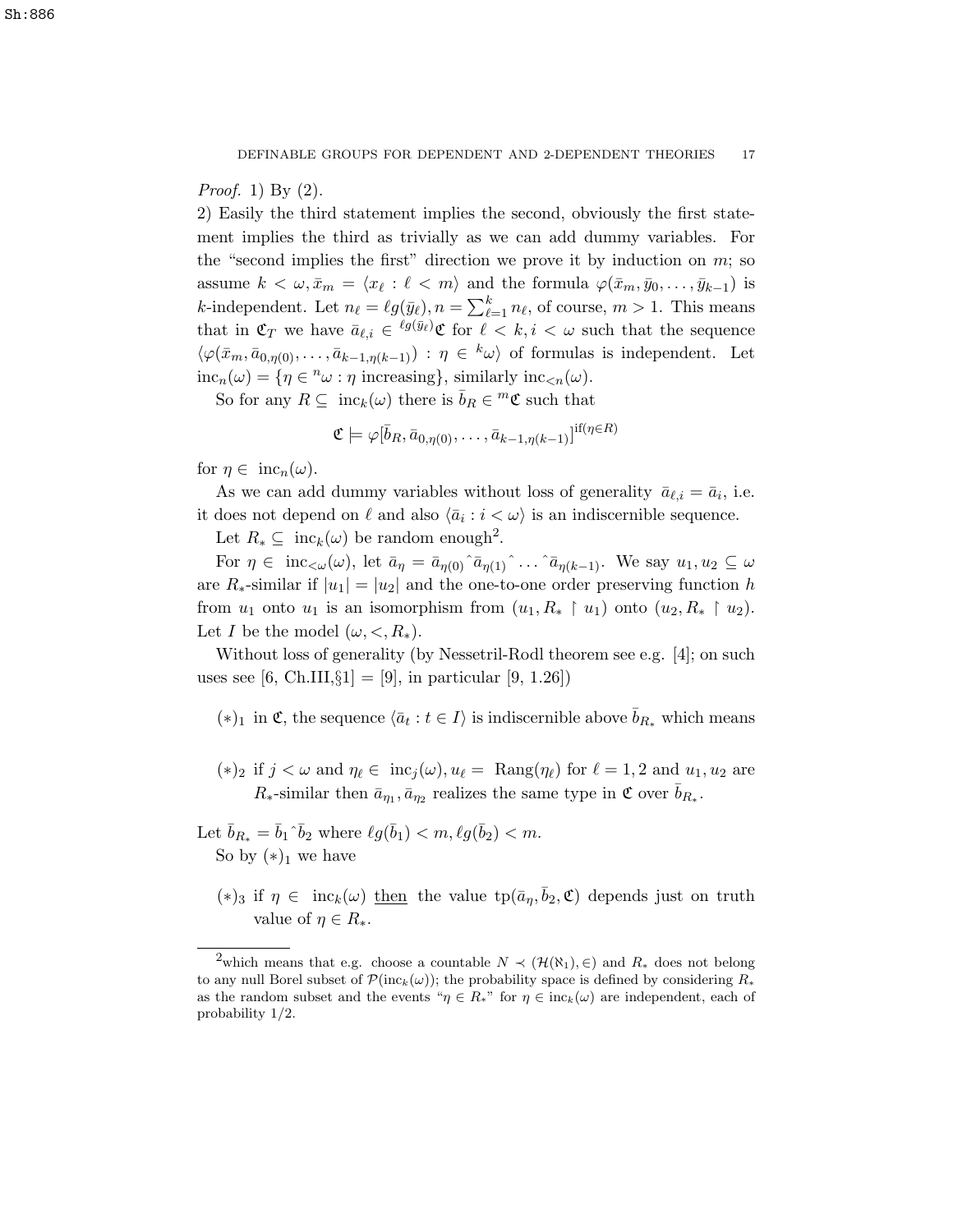*Proof.* 1) By (2).

2) Easily the third statement implies the second, obviously the first statement implies the third as trivially as we can add dummy variables. For the "second implies the first" direction we prove it by induction on $m$; so assume $k < \omega, \bar{x}_m = \langle x_\ell : \ell < m \rangle$ and the formula $\varphi(\bar{x}_m, \bar{y}_0, \ldots, \bar{y}_{k-1})$ is $k$-independent. Let $n_\ell = \ell g(\bar{y}_\ell), n = \sum_{\ell=1}^k n_\ell$, of course, $m > 1$. This means that in $\mathfrak{C}_T$ we have $\bar{a}_{\ell,i} \in {}^{\ell g(\bar{y}_\ell)}\mathfrak{C}$ for $\ell < k, i < \omega$ such that the sequence $\langle \varphi(\bar{x}_m, \bar{a}_{0,\eta(0)}, \ldots, \bar{a}_{k-1,\eta(k-1)}) : \eta \in {}^k\omega \rangle$ of formulas is independent. Let $\mathrm{inc}_n(\omega) = \{\eta \in {}^n\omega : \eta \text{ increasing}\}$, similarly $\mathrm{inc}_{<n}(\omega)$.

So for any $R \subseteq \mathrm{inc}_k(\omega)$ there is $\bar{b}_R \in {}^m\mathfrak{C}$ such that

$$\mathfrak{C} \models \varphi[\bar{b}_R, \bar{a}_{0,\eta(0)}, \ldots, \bar{a}_{k-1,\eta(k-1)}]^{\mathrm{if}(\eta \in R)}$$

for $\eta \in \mathrm{inc}_n(\omega)$.

As we can add dummy variables without loss of generality $\bar{a}_{\ell,i} = \bar{a}_i$, i.e. it does not depend on $\ell$ and also $\langle \bar{a}_i : i < \omega \rangle$ is an indiscernible sequence.

Let $R_* \subseteq \mathrm{inc}_k(\omega)$ be random enough[2].

For $\eta \in \mathrm{inc}_{<\omega}(\omega)$, let $\bar{a}_\eta = \bar{a}_{\eta(0)}{}^\frown \bar{a}_{\eta(1)}{}^\frown \ldots {}^\frown \bar{a}_{\eta(k-1)}$. We say $u_1, u_2 \subseteq \omega$ are $R_*$-similar if $|u_1| = |u_2|$ and the one-to-one order preserving function $h$ from $u_1$ onto $u_1$ is an isomorphism from $(u_1, R_* \restriction u_1)$ onto $(u_2, R_* \restriction u_2)$. Let $I$ be the model $(\omega, <, R_*)$.

Without loss of generality (by Nessetril-Rodl theorem see e.g. [4]; on such uses see [6, Ch.III,§1] = [9], in particular [9, 1.26])

- $(*)_1$ in $\mathfrak{C}$, the sequence $\langle \bar{a}_t : t \in I \rangle$ is indiscernible above $\bar{b}_{R_*}$ which means
- $(*)_2$ if $j < \omega$ and $\eta_\ell \in \mathrm{inc}_j(\omega), u_\ell = \mathrm{Rang}(\eta_\ell)$ for $\ell = 1, 2$ and $u_1, u_2$ are $R_*$-similar then $\bar{a}_{\eta_1}, \bar{a}_{\eta_2}$ realizes the same type in $\mathfrak{C}$ over $\bar{b}_{R_*}$.

Let $\bar{b}_{R_*} = \bar{b}_1{}^\frown \bar{b}_2$ where $\ell g(\bar{b}_1) < m, \ell g(\bar{b}_2) < m$.

So by $(*)_1$ we have

- $(*)_3$ if $\eta \in \mathrm{inc}_k(\omega)$ <u>then</u> the value $\mathrm{tp}(\bar{a}_\eta, \bar{b}_2, \mathfrak{C})$ depends just on truth value of $\eta \in R_*$.

---

[2] which means that e.g. choose a countable $N \prec (\mathcal{H}(\aleph_1), \in)$ and $R_*$ does not belong to any null Borel subset of $\mathcal{P}(\mathrm{inc}_k(\omega))$; the probability space is defined by considering $R_*$ as the random subset and the events "$\eta \in R_*$" for $\eta \in \mathrm{inc}_k(\omega)$ are independent, each of probability 1/2.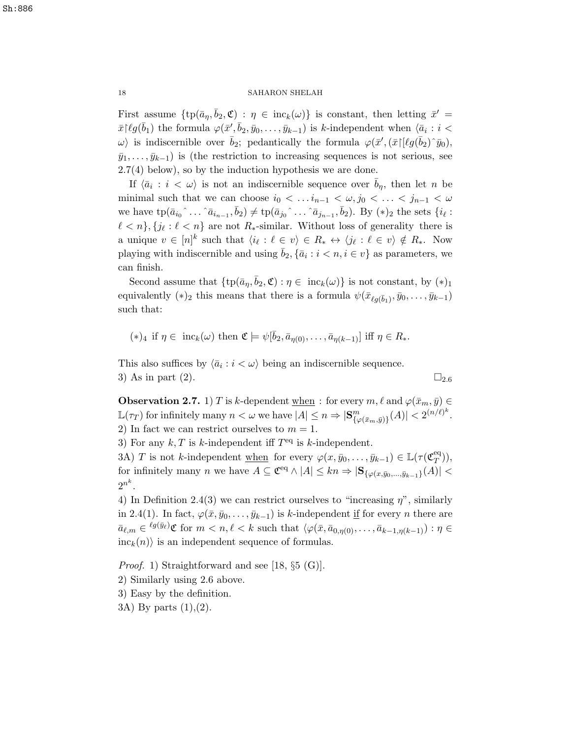First assume $\{\text{tp}(\bar{a}_\eta, \bar{b}_2, \mathfrak{C}) : \eta \in \text{inc}_k(\omega)\}$ is constant, then letting $\bar{x}' = \bar{x} \restriction \ell g(\bar{b}_1)$ the formula $\varphi(\bar{x}', \bar{b}_2, \bar{y}_0, \ldots, \bar{y}_{k-1})$ is $k$-independent when $\langle \bar{a}_i : i < \omega \rangle$ is indiscernible over $\bar{b}_2$; pedantically the formula $\varphi(\bar{x}', (\bar{x} \restriction [\ell g(\bar{b}_2) \hat{\ } \bar{y}_0), \bar{y}_1, \ldots, \bar{y}_{k-1})$ is (the restriction to increasing sequences is not serious, see 2.7(4) below), so by the induction hypothesis we are done.

If $\langle \bar{a}_i : i < \omega \rangle$ is not an indiscernible sequence over $\bar{b}_\eta$, then let $n$ be minimal such that we can choose $i_0 < \ldots i_{n-1} < \omega, j_0 < \ldots < j_{n-1} < \omega$ we have $\text{tp}(\bar{a}_{i_0} \hat{\ } \ldots \hat{\ } \bar{a}_{i_{n-1}}, \bar{b}_2) \neq \text{tp}(\bar{a}_{j_0} \hat{\ } \ldots \hat{\ } \bar{a}_{j_{n-1}}, \bar{b}_2)$. By $(*)_2$ the sets $\{i_\ell : \ell < n\}, \{j_\ell : \ell < n\}$ are not $R_*$-similar. Without loss of generality there is a unique $v \in [n]^k$ such that $\langle i_\ell : \ell \in v \rangle \in R_* \leftrightarrow \langle j_\ell : \ell \in v \rangle \notin R_*$. Now playing with indiscernible and using $\bar{b}_2, \{\bar{a}_i : i < n, i \in v\}$ as parameters, we can finish.

Second assume that $\{\text{tp}(\bar{a}_\eta, \bar{b}_2, \mathfrak{C}) : \eta \in \text{inc}_k(\omega)\}$ is not constant, by $(*)_1$ equivalently $(*)_2$ this means that there is a formula $\psi(\bar{x}_{\ell g(\bar{b}_1)}, \bar{y}_0, \ldots, \bar{y}_{k-1})$ such that:

$(*)_4$ if $\eta \in \text{inc}_k(\omega)$ then $\mathfrak{C} \models \psi[\bar{b}_2, \bar{a}_{\eta(0)}, \ldots, \bar{a}_{\eta(k-1)}]$ iff $\eta \in R_*$.

This also suffices by $\langle \bar{a}_i : i < \omega \rangle$ being an indiscernible sequence.
3) As in part (2). $\square_{2.6}$

**Observation 2.7.** 1) $T$ is $k$-dependent <u>when</u> : for every $m, \ell$ and $\varphi(\bar{x}_m, \bar{y}) \in \mathbb{L}(\tau_T)$ for infinitely many $n < \omega$ we have $|A| \leq n \Rightarrow |\mathbf{S}^m_{\{\varphi(\bar{x}_m, \bar{y})\}}(A)| < 2^{(n/\ell)^k}$.
2) In fact we can restrict ourselves to $m = 1$.
3) For any $k, T$ is $k$-independent iff $T^{\text{eq}}$ is $k$-independent.
3A) $T$ is not $k$-independent <u>when</u> for every $\varphi(x, \bar{y}_0, \ldots, \bar{y}_{k-1}) \in \mathbb{L}(\tau(\mathfrak{C}^{\text{eq}}_T))$, for infinitely many $n$ we have $A \subseteq \mathfrak{C}^{\text{eq}} \wedge |A| \leq kn \Rightarrow |\mathbf{S}_{\{\varphi(x, \bar{y}_0, \ldots, \bar{y}_{k-1}\}}(A)| < 2^{n^k}$.
4) In Definition 2.4(3) we can restrict ourselves to "increasing $\eta$", similarly in 2.4(1). In fact, $\varphi(\bar{x}, \bar{y}_0, \ldots, \bar{y}_{k-1})$ is $k$-independent <u>if</u> for every $n$ there are $\bar{a}_{\ell,m} \in {}^{\ell g(\bar{y}_\ell)}\mathfrak{C}$ for $m < n, \ell < k$ such that $\langle \varphi(\bar{x}, \bar{a}_{0,\eta(0)}, \ldots, \bar{a}_{k-1,\eta(k-1)}) : \eta \in \text{inc}_k(n) \rangle$ is an independent sequence of formulas.

*Proof.* 1) Straightforward and see [18, §5 (G)].
2) Similarly using 2.6 above.
3) Easy by the definition.
3A) By parts (1),(2).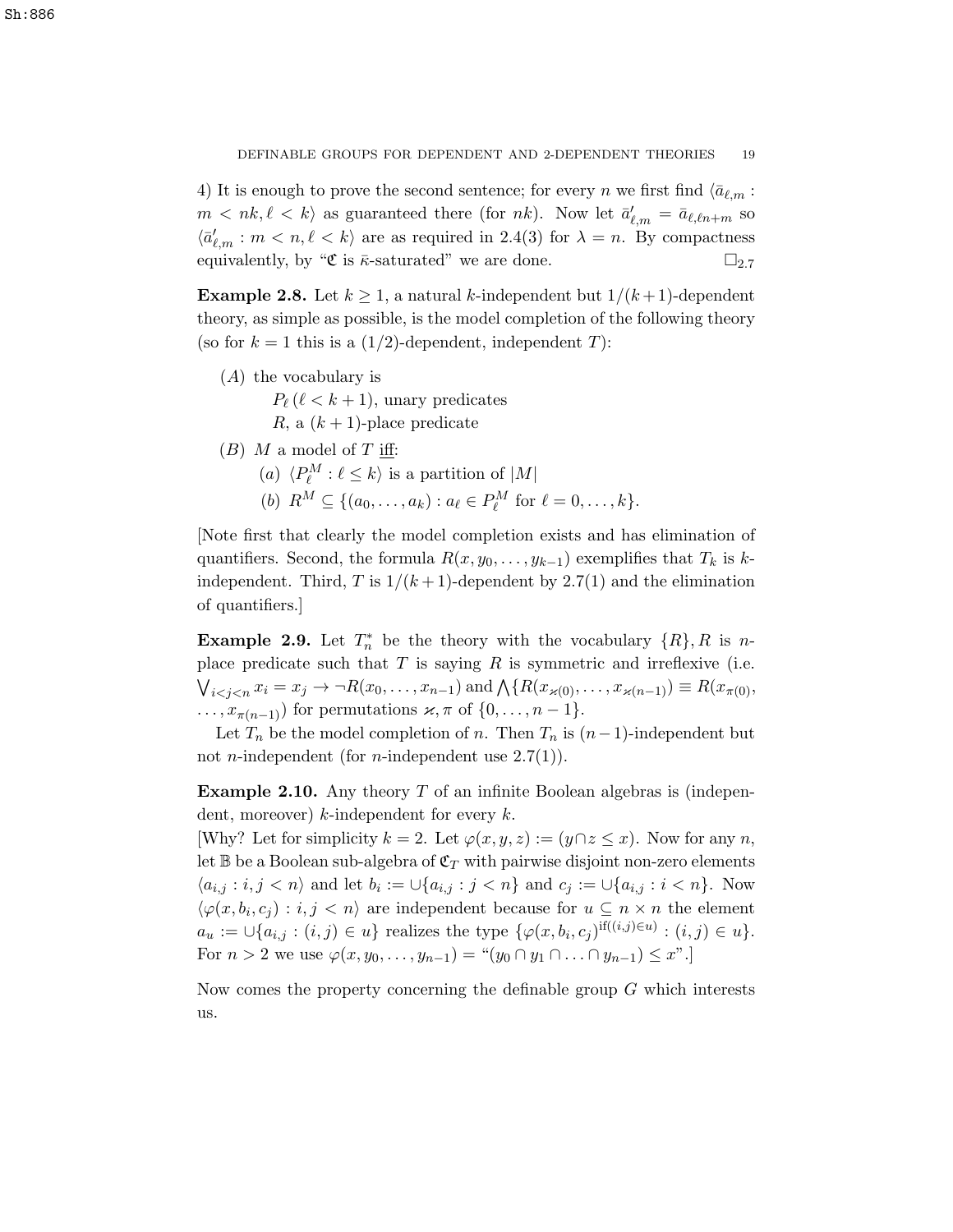4) It is enough to prove the second sentence; for every $n$ we first find $\langle \bar{a}_{\ell,m} : m < nk, \ell < k\rangle$ as guaranteed there (for $nk$). Now let $\bar{a}'_{\ell,m} = \bar{a}_{\ell,\ell n+m}$ so $\langle \bar{a}'_{\ell,m} : m < n, \ell < k\rangle$ are as required in 2.4(3) for $\lambda = n$. By compactness equivalently, by "$\mathfrak{C}$ is $\bar{\kappa}$-saturated" we are done. $\square_{2.7}$

**Example 2.8.** Let $k \geq 1$, a natural $k$-independent but $1/(k+1)$-dependent theory, as simple as possible, is the model completion of the following theory (so for $k = 1$ this is a $(1/2)$-dependent, independent $T$):

- $(A)$ the vocabulary is
  - $P_\ell\,(\ell < k+1)$, unary predicates
  - $R$, a $(k+1)$-place predicate
- $(B)$ $M$ a model of $T$ <u>iff</u>:
  - $(a)$ $\langle P^M_\ell : \ell \leq k\rangle$ is a partition of $|M|$
  - $(b)$ $R^M \subseteq \{(a_0,\ldots,a_k) : a_\ell \in P^M_\ell \text{ for } \ell = 0,\ldots,k\}$.

[Note first that clearly the model completion exists and has elimination of quantifiers. Second, the formula $R(x, y_0, \ldots, y_{k-1})$ exemplifies that $T_k$ is $k$-independent. Third, $T$ is $1/(k+1)$-dependent by 2.7(1) and the elimination of quantifiers.]

**Example 2.9.** Let $T^*_n$ be the theory with the vocabulary $\{R\}, R$ is $n$-place predicate such that $T$ is saying $R$ is symmetric and irreflexive (i.e. $\bigvee_{i<j<n} x_i = x_j \to \neg R(x_0,\ldots,x_{n-1})$ and $\bigwedge\{R(x_{\varkappa(0)},\ldots,x_{\varkappa(n-1)}) \equiv R(x_{\pi(0)},\ldots,x_{\pi(n-1)})$ for permutations $\varkappa,\pi$ of $\{0,\ldots,n-1\}$.

Let $T_n$ be the model completion of $n$. Then $T_n$ is $(n-1)$-independent but not $n$-independent (for $n$-independent use 2.7(1)).

**Example 2.10.** Any theory $T$ of an infinite Boolean algebras is (independent, moreover) $k$-independent for every $k$.

[Why? Let for simplicity $k = 2$. Let $\varphi(x, y, z) := (y \cap z \leq x)$. Now for any $n$, let $\mathbb{B}$ be a Boolean sub-algebra of $\mathfrak{C}_T$ with pairwise disjoint non-zero elements $\langle a_{i,j} : i, j < n\rangle$ and let $b_i := \cup\{a_{i,j} : j < n\}$ and $c_j := \cup\{a_{i,j} : i < n\}$. Now $\langle \varphi(x, b_i, c_j) : i, j < n\rangle$ are independent because for $u \subseteq n \times n$ the element $a_u := \cup\{a_{i,j} : (i,j) \in u\}$ realizes the type $\{\varphi(x, b_i, c_j)^{\text{if}((i,j)\in u)} : (i,j) \in u\}$. For $n > 2$ we use $\varphi(x, y_0, \ldots, y_{n-1}) =$ "$(y_0 \cap y_1 \cap \ldots \cap y_{n-1}) \leq x$".]

Now comes the property concerning the definable group $G$ which interests us.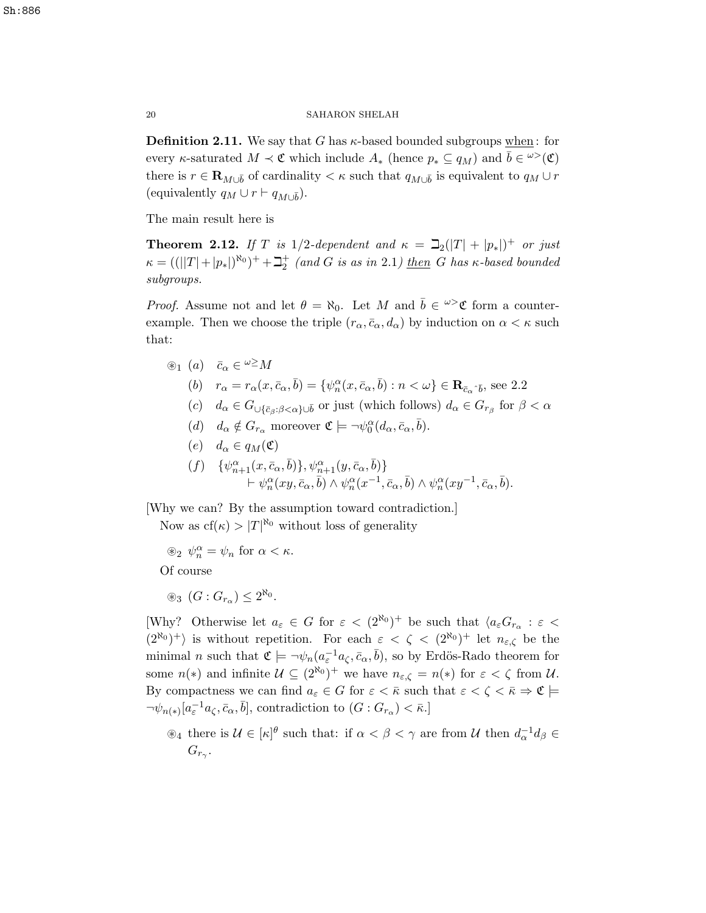**Definition 2.11.** We say that $G$ has $\kappa$-based bounded subgroups <u>when</u>: for every $\kappa$-saturated $M \prec \mathfrak{C}$ which include $A_*$ (hence $p_* \subseteq q_M$) and $\bar{b} \in {}^{\omega>}(\mathfrak{C})$ there is $r \in \mathbf{R}_{M \cup \bar{b}}$ of cardinality $< \kappa$ such that $q_{M \cup \bar{b}}$ is equivalent to $q_M \cup r$ (equivalently $q_M \cup r \vdash q_{M \cup \bar{b}}$).

The main result here is

**Theorem 2.12.** *If $T$ is 1/2-dependent and $\kappa = \beth_2(|T| + |p_*|)^+$ or just $\kappa = ((||T| + |p_*|)^{\aleph_0})^+ + \beth_2^+$ (and $G$ is as in 2.1) <u>then</u> $G$ has $\kappa$-based bounded subgroups.*

*Proof.* Assume not and let $\theta = \aleph_0$. Let $M$ and $\bar{b} \in {}^{\omega>}\mathfrak{C}$ form a counterexample. Then we choose the triple $(r_\alpha, \bar{c}_\alpha, d_\alpha)$ by induction on $\alpha < \kappa$ such that:

$\circledast_1$ (a) $\bar{c}_\alpha \in {}^{\omega \geq} M$

(b) $r_\alpha = r_\alpha(x, \bar{c}_\alpha, \bar{b}) = \{\psi_n^\alpha(x, \bar{c}_\alpha, \bar{b}) : n < \omega\} \in \mathbf{R}_{\bar{c}_\alpha \hat{} \bar{b}}$, see 2.2

(c) $d_\alpha \in G_{\cup\{\bar{c}_\beta : \beta < \alpha\} \cup \bar{b}}$ or just (which follows) $d_\alpha \in G_{r_\beta}$ for $\beta < \alpha$

(d) $d_\alpha \notin G_{r_\alpha}$ moreover $\mathfrak{C} \models \neg\psi_0^\alpha(d_\alpha, \bar{c}_\alpha, \bar{b})$.

(e) $d_\alpha \in q_M(\mathfrak{C})$

(f) $\{\psi_{n+1}^\alpha(x, \bar{c}_\alpha, \bar{b})\}, \psi_{n+1}^\alpha(y, \bar{c}_\alpha, \bar{b})\}$
$\vdash \psi_n^\alpha(xy, \bar{c}_\alpha, \bar{b}) \wedge \psi_n^\alpha(x^{-1}, \bar{c}_\alpha, \bar{b}) \wedge \psi_n^\alpha(xy^{-1}, \bar{c}_\alpha, \bar{b})$.

[Why we can? By the assumption toward contradiction.]

Now as $\mathrm{cf}(\kappa) > |T|^{\aleph_0}$ without loss of generality

$\circledast_2$ $\psi_n^\alpha = \psi_n$ for $\alpha < \kappa$.

Of course

$\circledast_3$ $(G : G_{r_\alpha}) \leq 2^{\aleph_0}$.

[Why? Otherwise let $a_\varepsilon \in G$ for $\varepsilon < (2^{\aleph_0})^+$ be such that $\langle a_\varepsilon G_{r_\alpha} : \varepsilon < (2^{\aleph_0})^+ \rangle$ is without repetition. For each $\varepsilon < \zeta < (2^{\aleph_0})^+$ let $n_{\varepsilon,\zeta}$ be the minimal $n$ such that $\mathfrak{C} \models \neg\psi_n(a_\varepsilon^{-1} a_\zeta, \bar{c}_\alpha, \bar{b})$, so by Erdös-Rado theorem for some $n(*)$ and infinite $\mathcal{U} \subseteq (2^{\aleph_0})^+$ we have $n_{\varepsilon,\zeta} = n(*)$ for $\varepsilon < \zeta$ from $\mathcal{U}$. By compactness we can find $a_\varepsilon \in G$ for $\varepsilon < \bar{\kappa}$ such that $\varepsilon < \zeta < \bar{\kappa} \Rightarrow \mathfrak{C} \models \neg\psi_{n(*)}[a_\varepsilon^{-1} a_\zeta, \bar{c}_\alpha, \bar{b}]$, contradiction to $(G : G_{r_\alpha}) < \bar{\kappa}$.]

$\circledast_4$ there is $\mathcal{U} \in [\kappa]^\theta$ such that: if $\alpha < \beta < \gamma$ are from $\mathcal{U}$ then $d_\alpha^{-1} d_\beta \in G_{r_\gamma}$.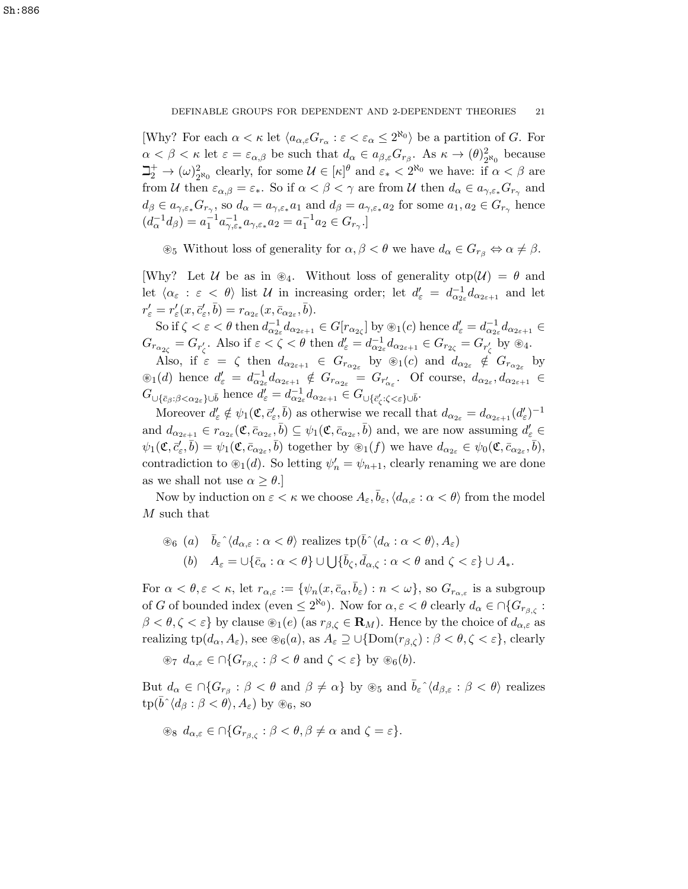[Why? For each $\alpha < \kappa$ let $\langle a_{\alpha,\varepsilon} G_{r_\alpha} : \varepsilon < \varepsilon_\alpha \le 2^{\aleph_0}\rangle$ be a partition of $G$. For $\alpha < \beta < \kappa$ let $\varepsilon = \varepsilon_{\alpha,\beta}$ be such that $d_\alpha \in a_{\beta,\varepsilon} G_{r_\beta}$. As $\kappa \rightarrow (\theta)^2_{2^{\aleph_0}}$ because $\beth_2^+ \rightarrow (\omega)^2_{2^{\aleph_0}}$ clearly, for some $\mathcal{U} \in [\kappa]^\theta$ and $\varepsilon_* < 2^{\aleph_0}$ we have: if $\alpha < \beta$ are from $\mathcal{U}$ then $\varepsilon_{\alpha,\beta} = \varepsilon_*$. So if $\alpha < \beta < \gamma$ are from $\mathcal{U}$ then $d_\alpha \in a_{\gamma,\varepsilon_*} G_{r_\gamma}$ and $d_\beta \in a_{\gamma,\varepsilon_*} G_{r_\gamma}$, so $d_\alpha = a_{\gamma,\varepsilon_*} a_1$ and $d_\beta = a_{\gamma,\varepsilon_*} a_2$ for some $a_1, a_2 \in G_{r_\gamma}$ hence $(d_\alpha^{-1} d_\beta) = a_1^{-1} a_{\gamma,\varepsilon_*}^{-1} a_{\gamma,\varepsilon_*} a_2 = a_1^{-1} a_2 \in G_{r_\gamma}$.]

$\circledast_5$ Without loss of generality for $\alpha, \beta < \theta$ we have $d_\alpha \in G_{r_\beta} \Leftrightarrow \alpha \neq \beta$.

[Why? Let $\mathcal{U}$ be as in $\circledast_4$. Without loss of generality $\text{otp}(\mathcal{U}) = \theta$ and let $\langle \alpha_\varepsilon : \varepsilon < \theta\rangle$ list $\mathcal{U}$ in increasing order; let $d'_\varepsilon = d^{-1}_{\alpha_{2\varepsilon}} d_{\alpha_{2\varepsilon+1}}$ and let $r'_\varepsilon = r'_\varepsilon(x, \bar{c}'_\varepsilon, \bar{b}) = r_{\alpha_{2\varepsilon}}(x, \bar{c}_{\alpha_{2\varepsilon}}, \bar{b})$.

So if $\zeta < \varepsilon < \theta$ then $d^{-1}_{\alpha_{2\varepsilon}} d_{\alpha_{2\varepsilon+1}} \in G[r_{\alpha_{2\zeta}}]$ by $\circledast_1(c)$ hence $d'_\varepsilon = d^{-1}_{\alpha_{2\varepsilon}} d_{\alpha_{2\varepsilon+1}} \in G_{r_{\alpha_{2\zeta}}} = G_{r'_\zeta}$. Also if $\varepsilon < \zeta < \theta$ then $d'_\varepsilon = d^{-1}_{\alpha_{2\varepsilon}} d_{\alpha_{2\varepsilon+1}} \in G_{r_{2\zeta}} = G_{r'_\zeta}$ by $\circledast_4$.

Also, if $\varepsilon = \zeta$ then $d_{\alpha_{2\varepsilon+1}} \in G_{r_{\alpha_{2\varepsilon}}}$ by $\circledast_1(c)$ and $d_{\alpha_{2\varepsilon}} \notin G_{r_{\alpha_{2\varepsilon}}}$ by $\circledast_1(d)$ hence $d'_\varepsilon = d^{-1}_{\alpha_{2\varepsilon}} d_{\alpha_{2\varepsilon+1}} \notin G_{r_{\alpha_{2\varepsilon}}} = G_{r'_{\alpha_\varepsilon}}$. Of course, $d_{\alpha_{2\varepsilon}}, d_{\alpha_{2\varepsilon+1}} \in G_{\cup\{\bar{c}_\beta : \beta < \alpha_{2\varepsilon}\} \cup \bar{b}}$ hence $d'_\varepsilon = d^{-1}_{\alpha_{2\varepsilon}} d_{\alpha_{2\varepsilon+1}} \in G_{\cup\{\bar{c}'_\zeta : \zeta < \varepsilon\} \cup \bar{b}}$.

Moreover $d'_\varepsilon \notin \psi_1(\mathfrak{C}, \bar{c}'_\varepsilon, \bar{b})$ as otherwise we recall that $d_{\alpha_{2\varepsilon}} = d_{\alpha_{2\varepsilon+1}} (d'_\varepsilon)^{-1}$ and $d_{\alpha_{2\varepsilon+1}} \in r_{\alpha_{2\varepsilon}}(\mathfrak{C}, \bar{c}_{\alpha_{2\varepsilon}}, \bar{b}) \subseteq \psi_1(\mathfrak{C}, \bar{c}_{\alpha_{2\varepsilon}}, \bar{b})$ and, we are now assuming $d'_\varepsilon \in \psi_1(\mathfrak{C}, \bar{c}'_\varepsilon, \bar{b}) = \psi_1(\mathfrak{C}, \bar{c}_{\alpha_{2\varepsilon}}, \bar{b})$ together by $\circledast_1(f)$ we have $d_{\alpha_{2\varepsilon}} \in \psi_0(\mathfrak{C}, \bar{c}_{\alpha_{2\varepsilon}}, \bar{b})$, contradiction to $\circledast_1(d)$. So letting $\psi'_n = \psi_{n+1}$, clearly renaming we are done as we shall not use $\alpha \ge \theta$.]

Now by induction on $\varepsilon < \kappa$ we choose $A_\varepsilon, \bar{b}_\varepsilon, \langle d_{\alpha,\varepsilon} : \alpha < \theta\rangle$ from the model $M$ such that

$\circledast_6$ (a) $\bar{b}_\varepsilon{}^\frown \langle d_{\alpha,\varepsilon} : \alpha < \theta\rangle$ realizes $\text{tp}(\bar{b}{}^\frown \langle d_\alpha : \alpha < \theta\rangle, A_\varepsilon)$

(b) $A_\varepsilon = \cup\{\bar{c}_\alpha : \alpha < \theta\} \cup \bigcup\{\bar{b}_\zeta, \bar{d}_{\alpha,\zeta} : \alpha < \theta \text{ and } \zeta < \varepsilon\} \cup A_*$.

For $\alpha < \theta, \varepsilon < \kappa$, let $r_{\alpha,\varepsilon} := \{\psi_n(x, \bar{c}_\alpha, \bar{b}_\varepsilon) : n < \omega\}$, so $G_{r_{\alpha,\varepsilon}}$ is a subgroup of $G$ of bounded index (even $\le 2^{\aleph_0}$). Now for $\alpha, \varepsilon < \theta$ clearly $d_\alpha \in \cap\{G_{r_{\beta,\zeta}} : \beta < \theta, \zeta < \varepsilon\}$ by clause $\circledast_1(e)$ (as $r_{\beta,\zeta} \in \mathbf{R}_M$). Hence by the choice of $d_{\alpha,\varepsilon}$ as realizing $\text{tp}(d_\alpha, A_\varepsilon)$, see $\circledast_6(a)$, as $A_\varepsilon \supseteq \cup\{\text{Dom}(r_{\beta,\zeta}) : \beta < \theta, \zeta < \varepsilon\}$, clearly

$\circledast_7$ $d_{\alpha,\varepsilon} \in \cap\{G_{r_{\beta,\zeta}} : \beta < \theta \text{ and } \zeta < \varepsilon\}$ by $\circledast_6(b)$.

But $d_\alpha \in \cap\{G_{r_\beta} : \beta < \theta \text{ and } \beta \neq \alpha\}$ by $\circledast_5$ and $\bar{b}_\varepsilon{}^\frown \langle d_{\beta,\varepsilon} : \beta < \theta\rangle$ realizes $\text{tp}(\bar{b}{}^\frown \langle d_\beta : \beta < \theta\rangle, A_\varepsilon)$ by $\circledast_6$, so

$\circledast_8$ $d_{\alpha,\varepsilon} \in \cap\{G_{r_{\beta,\zeta}} : \beta < \theta, \beta \neq \alpha \text{ and } \zeta = \varepsilon\}$.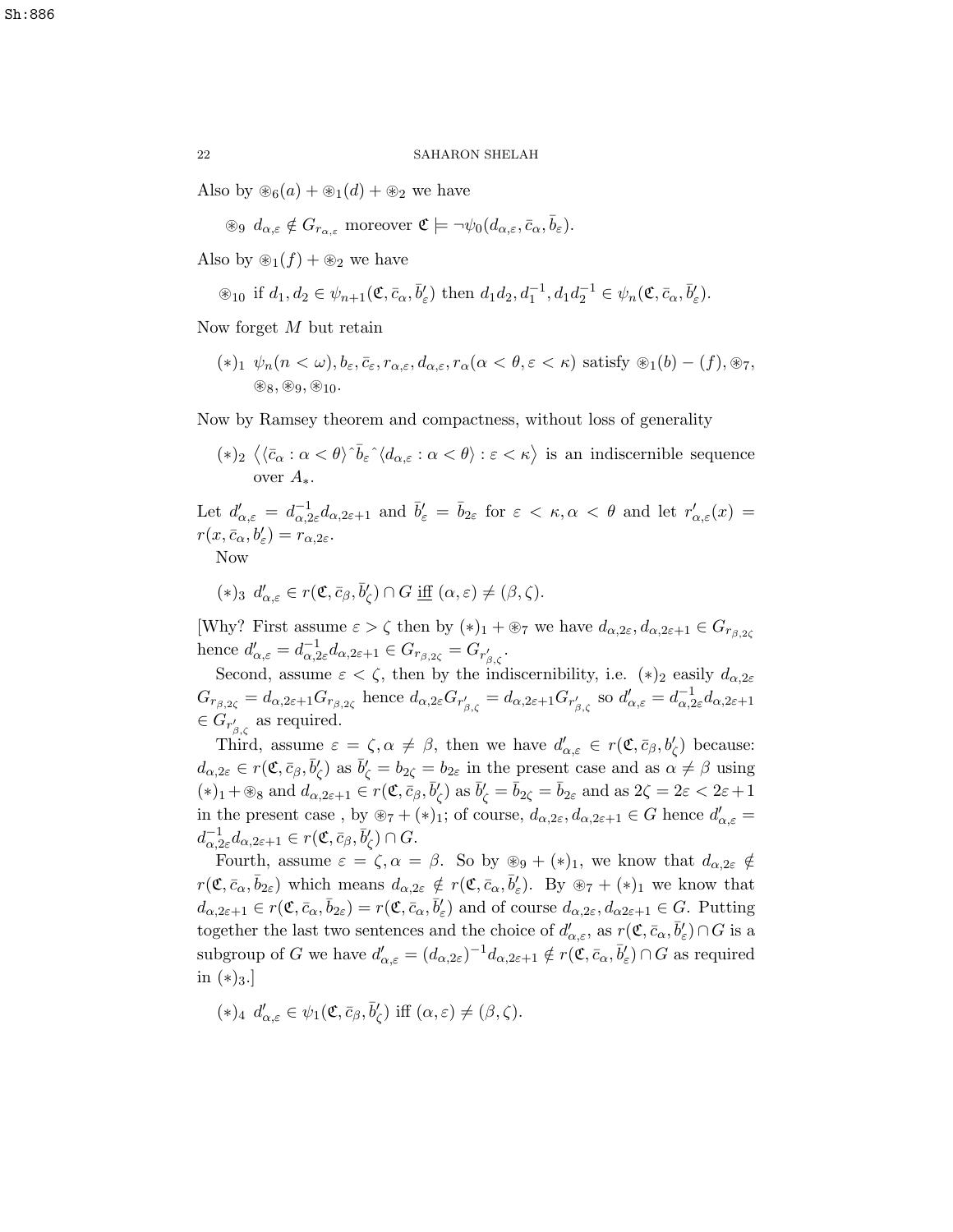Also by $\circledast_6(a) + \circledast_1(d) + \circledast_2$ we have

$\circledast_9$ $d_{\alpha,\varepsilon} \notin G_{r_{\alpha,\varepsilon}}$ moreover $\mathfrak{C} \models \neg\psi_0(d_{\alpha,\varepsilon}, \bar{c}_\alpha, \bar{b}_\varepsilon)$.

Also by $\circledast_1(f) + \circledast_2$ we have

$\circledast_{10}$ if $d_1, d_2 \in \psi_{n+1}(\mathfrak{C}, \bar{c}_\alpha, \bar{b}'_\varepsilon)$ then $d_1 d_2, d_1^{-1}, d_1 d_2^{-1} \in \psi_n(\mathfrak{C}, \bar{c}_\alpha, \bar{b}'_\varepsilon)$.

Now forget $M$ but retain

$(*)_1$ $\psi_n (n < \omega), b_\varepsilon, \bar{c}_\varepsilon, r_{\alpha,\varepsilon}, d_{\alpha,\varepsilon}, r_\alpha (\alpha < \theta, \varepsilon < \kappa)$ satisfy $\circledast_1(b) - (f), \circledast_7$, $\circledast_8, \circledast_9, \circledast_{10}$.

Now by Ramsey theorem and compactness, without loss of generality

$(*)_2$ $\langle \langle \bar{c}_\alpha : \alpha < \theta \rangle \hat{\ } \bar{b}_\varepsilon \hat{\ } \langle d_{\alpha,\varepsilon} : \alpha < \theta \rangle : \varepsilon < \kappa \rangle$ is an indiscernible sequence over $A_*$.

Let $d'_{\alpha,\varepsilon} = d^{-1}_{\alpha,2\varepsilon} d_{\alpha,2\varepsilon+1}$ and $\bar{b}'_\varepsilon = \bar{b}_{2\varepsilon}$ for $\varepsilon < \kappa, \alpha < \theta$ and let $r'_{\alpha,\varepsilon}(x) = r(x, \bar{c}_\alpha, b'_\varepsilon) = r_{\alpha,2\varepsilon}$.

Now

$(*)_3$ $d'_{\alpha,\varepsilon} \in r(\mathfrak{C}, \bar{c}_\beta, \bar{b}'_\zeta) \cap G$ <u>iff</u> $(\alpha, \varepsilon) \neq (\beta, \zeta)$.

[Why? First assume $\varepsilon > \zeta$ then by $(*)_1 + \circledast_7$ we have $d_{\alpha,2\varepsilon}, d_{\alpha,2\varepsilon+1} \in G_{r_{\beta,2\zeta}}$ hence $d'_{\alpha,\varepsilon} = d^{-1}_{\alpha,2\varepsilon} d_{\alpha,2\varepsilon+1} \in G_{r_{\beta,2\zeta}} = G_{r'_{\beta,\zeta}}$.

Second, assume $\varepsilon < \zeta$, then by the indiscernibility, i.e. $(*)_2$ easily $d_{\alpha,2\varepsilon} G_{r_{\beta,2\zeta}} = d_{\alpha,2\varepsilon+1} G_{r_{\beta,2\zeta}}$ hence $d_{\alpha,2\varepsilon} G_{r'_{\beta,\zeta}} = d_{\alpha,2\varepsilon+1} G_{r'_{\beta,\zeta}}$ so $d'_{\alpha,\varepsilon} = d^{-1}_{\alpha,2\varepsilon} d_{\alpha,2\varepsilon+1} \in G_{r'_{\beta,\zeta}}$ as required.

Third, assume $\varepsilon = \zeta, \alpha \neq \beta$, then we have $d'_{\alpha,\varepsilon} \in r(\mathfrak{C}, \bar{c}_\beta, b'_\zeta)$ because: $d_{\alpha,2\varepsilon} \in r(\mathfrak{C}, \bar{c}_\beta, \bar{b}'_\zeta)$ as $\bar{b}'_\zeta = b_{2\zeta} = b_{2\varepsilon}$ in the present case and as $\alpha \neq \beta$ using $(*)_1 + \circledast_8$ and $d_{\alpha,2\varepsilon+1} \in r(\mathfrak{C}, \bar{c}_\beta, \bar{b}'_\zeta)$ as $\bar{b}'_\zeta = \bar{b}_{2\zeta} = \bar{b}_{2\varepsilon}$ and as $2\zeta = 2\varepsilon < 2\varepsilon + 1$ in the present case , by $\circledast_7 + (*)_1$; of course, $d_{\alpha,2\varepsilon}, d_{\alpha,2\varepsilon+1} \in G$ hence $d'_{\alpha,\varepsilon} = d^{-1}_{\alpha,2\varepsilon} d_{\alpha,2\varepsilon+1} \in r(\mathfrak{C}, \bar{c}_\beta, \bar{b}'_\zeta) \cap G$.

Fourth, assume $\varepsilon = \zeta, \alpha = \beta$. So by $\circledast_9 + (*)_1$, we know that $d_{\alpha,2\varepsilon} \notin r(\mathfrak{C}, \bar{c}_\alpha, \bar{b}_{2\varepsilon})$ which means $d_{\alpha,2\varepsilon} \notin r(\mathfrak{C}, \bar{c}_\alpha, \bar{b}'_\varepsilon)$. By $\circledast_7 + (*)_1$ we know that $d_{\alpha,2\varepsilon+1} \in r(\mathfrak{C}, \bar{c}_\alpha, \bar{b}_{2\varepsilon}) = r(\mathfrak{C}, \bar{c}_\alpha, \bar{b}'_\varepsilon)$ and of course $d_{\alpha,2\varepsilon}, d_{\alpha 2\varepsilon+1} \in G$. Putting together the last two sentences and the choice of $d'_{\alpha,\varepsilon}$, as $r(\mathfrak{C}, \bar{c}_\alpha, \bar{b}'_\varepsilon) \cap G$ is a subgroup of $G$ we have $d'_{\alpha,\varepsilon} = (d_{\alpha,2\varepsilon})^{-1} d_{\alpha,2\varepsilon+1} \notin r(\mathfrak{C}, \bar{c}_\alpha, \bar{b}'_\varepsilon) \cap G$ as required in $(*)_3$.]

$(*)_4$ $d'_{\alpha,\varepsilon} \in \psi_1(\mathfrak{C}, \bar{c}_\beta, \bar{b}'_\zeta)$ iff $(\alpha, \varepsilon) \neq (\beta, \zeta)$.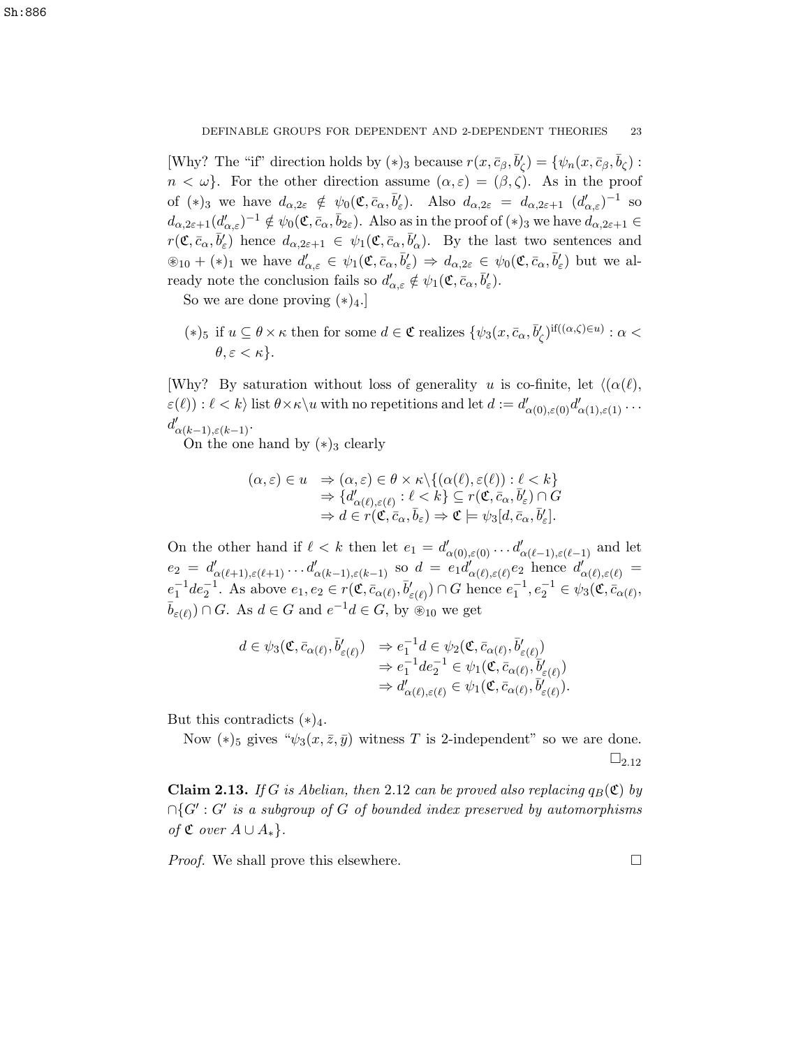[Why? The "if" direction holds by $(*)_3$ because $r(x,\bar{c}_\beta,\bar{b}'_\zeta) = \{\psi_n(x,\bar{c}_\beta,\bar{b}_\zeta) : n<\omega\}$. For the other direction assume $(\alpha,\varepsilon) = (\beta,\zeta)$. As in the proof of $(*)_3$ we have $d_{\alpha,2\varepsilon} \notin \psi_0(\mathfrak{C},\bar{c}_\alpha,\bar{b}'_\varepsilon)$. Also $d_{\alpha,2\varepsilon} = d_{\alpha,2\varepsilon+1}\ (d'_{\alpha,\varepsilon})^{-1}$ so $d_{\alpha,2\varepsilon+1}(d'_{\alpha,\varepsilon})^{-1} \notin \psi_0(\mathfrak{C},\bar{c}_\alpha,\bar{b}_{2\varepsilon})$. Also as in the proof of $(*)_3$ we have $d_{\alpha,2\varepsilon+1} \in r(\mathfrak{C},\bar{c}_\alpha,\bar{b}'_\varepsilon)$ hence $d_{\alpha,2\varepsilon+1} \in \psi_1(\mathfrak{C},\bar{c}_\alpha,\bar{b}'_\alpha)$. By the last two sentences and $\circledast_{10} + (*)_1$ we have $d'_{\alpha,\varepsilon} \in \psi_1(\mathfrak{C},\bar{c}_\alpha,\bar{b}'_\varepsilon) \Rightarrow d_{\alpha,2\varepsilon} \in \psi_0(\mathfrak{C},\bar{c}_\alpha,\bar{b}'_\varepsilon)$ but we already note the conclusion fails so $d'_{\alpha,\varepsilon} \notin \psi_1(\mathfrak{C},\bar{c}_\alpha,\bar{b}'_\varepsilon)$.

So we are done proving $(*)_4$.]

- $(*)_5$ if $u \subseteq \theta\times\kappa$ then for some $d\in\mathfrak{C}$ realizes $\{\psi_3(x,\bar{c}_\alpha,\bar{b}'_\zeta)^{\mathrm{if}((\alpha,\zeta)\in u)} : \alpha<\theta, \varepsilon<\kappa\}$.

[Why? By saturation without loss of generality $u$ is co-finite, let $\langle(\alpha(\ell),\varepsilon(\ell)) : \ell<k\rangle$ list $\theta\times\kappa\backslash u$ with no repetitions and let $d := d'_{\alpha(0),\varepsilon(0)}d'_{\alpha(1),\varepsilon(1)}\cdots d'_{\alpha(k-1),\varepsilon(k-1)}$.

On the one hand by $(*)_3$ clearly

$$\begin{aligned}(\alpha,\varepsilon)\in u &\Rightarrow (\alpha,\varepsilon)\in\theta\times\kappa\backslash\{(\alpha(\ell),\varepsilon(\ell)) : \ell<k\}\\ &\Rightarrow \{d'_{\alpha(\ell),\varepsilon(\ell)} : \ell<k\}\subseteq r(\mathfrak{C},\bar{c}_\alpha,\bar{b}'_\varepsilon)\cap G\\ &\Rightarrow d\in r(\mathfrak{C},\bar{c}_\alpha,\bar{b}_\varepsilon) \Rightarrow \mathfrak{C}\models\psi_3[d,\bar{c}_\alpha,\bar{b}'_\varepsilon].\end{aligned}$$

On the other hand if $\ell<k$ then let $e_1 = d'_{\alpha(0),\varepsilon(0)}\cdots d'_{\alpha(\ell-1),\varepsilon(\ell-1)}$ and let $e_2 = d'_{\alpha(\ell+1),\varepsilon(\ell+1)}\cdots d'_{\alpha(k-1),\varepsilon(k-1)}$ so $d = e_1 d'_{\alpha(\ell),\varepsilon(\ell)} e_2$ hence $d'_{\alpha(\ell),\varepsilon(\ell)} = e_1^{-1} d e_2^{-1}$. As above $e_1, e_2 \in r(\mathfrak{C},\bar{c}_{\alpha(\ell)},\bar{b}'_{\varepsilon(\ell)})\cap G$ hence $e_1^{-1}, e_2^{-1} \in \psi_3(\mathfrak{C},\bar{c}_{\alpha(\ell)},\bar{b}_{\varepsilon(\ell)})\cap G$. As $d\in G$ and $e^{-1}d\in G$, by $\circledast_{10}$ we get

$$\begin{aligned}d\in\psi_3(\mathfrak{C},\bar{c}_{\alpha(\ell)},\bar{b}'_{\varepsilon(\ell)}) &\Rightarrow e_1^{-1}d\in\psi_2(\mathfrak{C},\bar{c}_{\alpha(\ell)},\bar{b}'_{\varepsilon(\ell)})\\ &\Rightarrow e_1^{-1}de_2^{-1}\in\psi_1(\mathfrak{C},\bar{c}_{\alpha(\ell)},\bar{b}'_{\varepsilon(\ell)})\\ &\Rightarrow d'_{\alpha(\ell),\varepsilon(\ell)}\in\psi_1(\mathfrak{C},\bar{c}_{\alpha(\ell)},\bar{b}'_{\varepsilon(\ell)}).\end{aligned}$$

But this contradicts $(*)_4$.

Now $(*)_5$ gives "$\psi_3(x,\bar{z},\bar{y})$ witness $T$ is 2-independent" so we are done. $\square_{2.12}$

**Claim 2.13.** *If $G$ is Abelian, then* 2.12 *can be proved also replacing $q_B(\mathfrak{C})$ by $\cap\{G' : G'$ is a subgroup of $G$ of bounded index preserved by automorphisms of $\mathfrak{C}$ over $A\cup A_*\}$.*

*Proof.* We shall prove this elsewhere. $\square$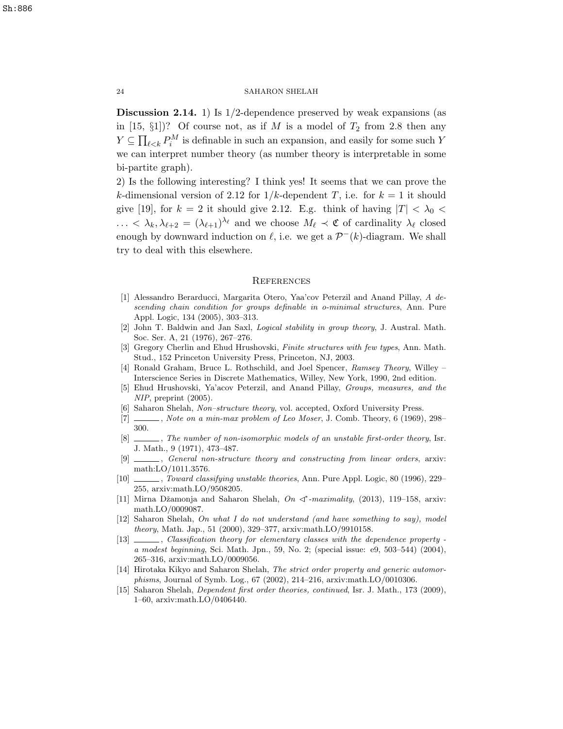**Discussion 2.14.** 1) Is 1/2-dependence preserved by weak expansions (as in [15, §1])? Of course not, as if $M$ is a model of $T_2$ from 2.8 then any $Y \subseteq \prod_{\ell<k} P_i^M$ is definable in such an expansion, and easily for some such $Y$ we can interpret number theory (as number theory is interpretable in some bi-partite graph).

2) Is the following interesting? I think yes! It seems that we can prove the $k$-dimensional version of 2.12 for $1/k$-dependent $T$, i.e. for $k = 1$ it should give [19], for $k = 2$ it should give 2.12. E.g. think of having $|T| < \lambda_0 < \ldots < \lambda_k, \lambda_{\ell+2} = (\lambda_{\ell+1})^{\lambda_\ell}$ and we choose $M_\ell \prec \mathfrak{C}$ of cardinality $\lambda_\ell$ closed enough by downward induction on $\ell$, i.e. we get a $\mathcal{P}^-(k)$-diagram. We shall try to deal with this elsewhere.

## References

[1] Alessandro Berarducci, Margarita Otero, Yaa'cov Peterzil and Anand Pillay, *A descending chain condition for groups definable in o-minimal structures*, Ann. Pure Appl. Logic, 134 (2005), 303–313.

[2] John T. Baldwin and Jan Saxl, *Logical stability in group theory*, J. Austral. Math. Soc. Ser. A, 21 (1976), 267–276.

[3] Gregory Cherlin and Ehud Hrushovski, *Finite structures with few types*, Ann. Math. Stud., 152 Princeton University Press, Princeton, NJ, 2003.

[4] Ronald Graham, Bruce L. Rothschild, and Joel Spencer, *Ramsey Theory*, Willey – Interscience Series in Discrete Mathematics, Willey, New York, 1990, 2nd edition.

[5] Ehud Hrushovski, Ya'acov Peterzil, and Anand Pillay, *Groups, measures, and the NIP*, preprint (2005).

[6] Saharon Shelah, *Non–structure theory*, vol. accepted, Oxford University Press.

[7] ______, *Note on a min-max problem of Leo Moser*, J. Comb. Theory, 6 (1969), 298–300.

[8] ______, *The number of non-isomorphic models of an unstable first-order theory*, Isr. J. Math., 9 (1971), 473–487.

[9] ______, *General non-structure theory and constructing from linear orders*, arxiv: math:LO/1011.3576.

[10] ______, *Toward classifying unstable theories*, Ann. Pure Appl. Logic, 80 (1996), 229–255, arxiv:math.LO/9508205.

[11] Mirna Džamonja and Saharon Shelah, *On $\triangleleft^*$-maximality*, (2013), 119–158, arxiv: math.LO/0009087.

[12] Saharon Shelah, *On what I do not understand (and have something to say), model theory*, Math. Jap., 51 (2000), 329–377, arxiv:math.LO/9910158.

[13] ______, *Classification theory for elementary classes with the dependence property - a modest beginning*, Sci. Math. Jpn., 59, No. 2; (special issue: e9, 503–544) (2004), 265–316, arxiv:math.LO/0009056.

[14] Hirotaka Kikyo and Saharon Shelah, *The strict order property and generic automorphisms*, Journal of Symb. Log., 67 (2002), 214–216, arxiv:math.LO/0010306.

[15] Saharon Shelah, *Dependent first order theories, continued*, Isr. J. Math., 173 (2009), 1–60, arxiv:math.LO/0406440.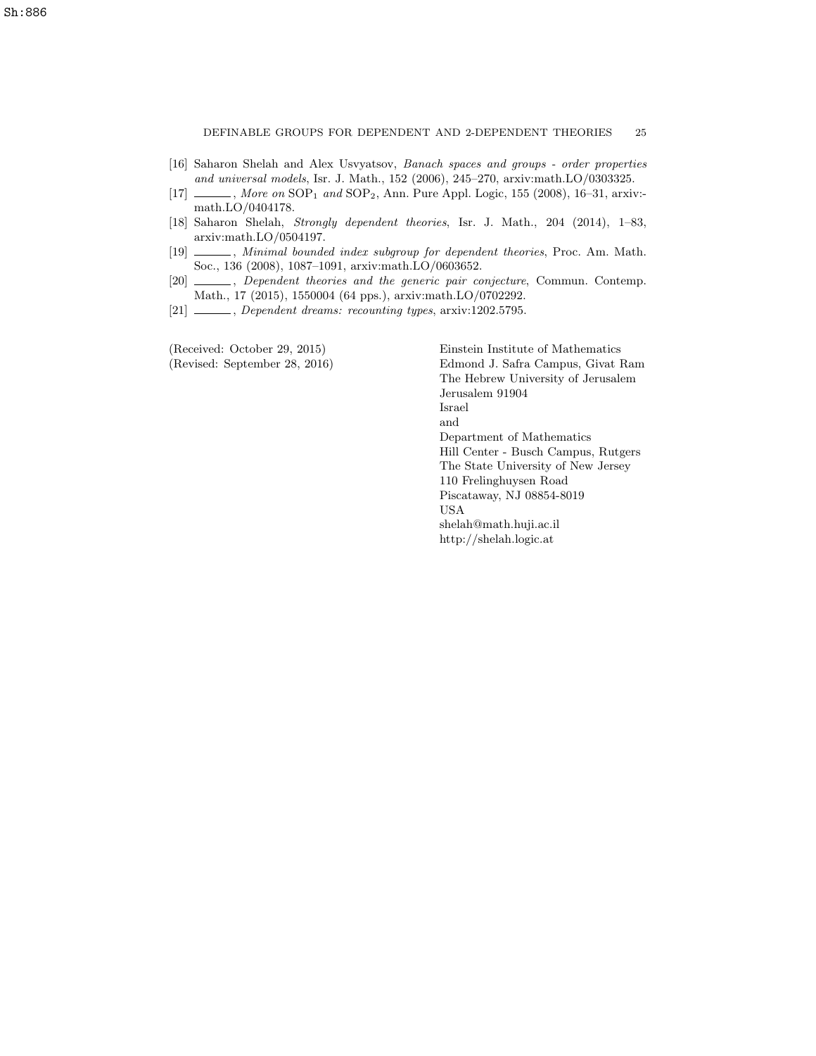[16] Saharon Shelah and Alex Usvyatsov, *Banach spaces and groups - order properties and universal models*, Isr. J. Math., 152 (2006), 245–270, arxiv:math.LO/0303325.

[17] ______, *More on* $\mathrm{SOP}_1$ *and* $\mathrm{SOP}_2$, Ann. Pure Appl. Logic, 155 (2008), 16–31, arxiv:-math.LO/0404178.

[18] Saharon Shelah, *Strongly dependent theories*, Isr. J. Math., 204 (2014), 1–83, arxiv:math.LO/0504197.

[19] ______, *Minimal bounded index subgroup for dependent theories*, Proc. Am. Math. Soc., 136 (2008), 1087–1091, arxiv:math.LO/0603652.

[20] ______, *Dependent theories and the generic pair conjecture*, Commun. Contemp. Math., 17 (2015), 1550004 (64 pps.), arxiv:math.LO/0702292.

[21] ______, *Dependent dreams: recounting types*, arxiv:1202.5795.

(Received: October 29, 2015)
(Revised: September 28, 2016)

Einstein Institute of Mathematics
Edmond J. Safra Campus, Givat Ram
The Hebrew University of Jerusalem
Jerusalem 91904
Israel
and
Department of Mathematics
Hill Center - Busch Campus, Rutgers
The State University of New Jersey
110 Frelinghuysen Road
Piscataway, NJ 08854-8019
USA
shelah@math.huji.ac.il
http://shelah.logic.at